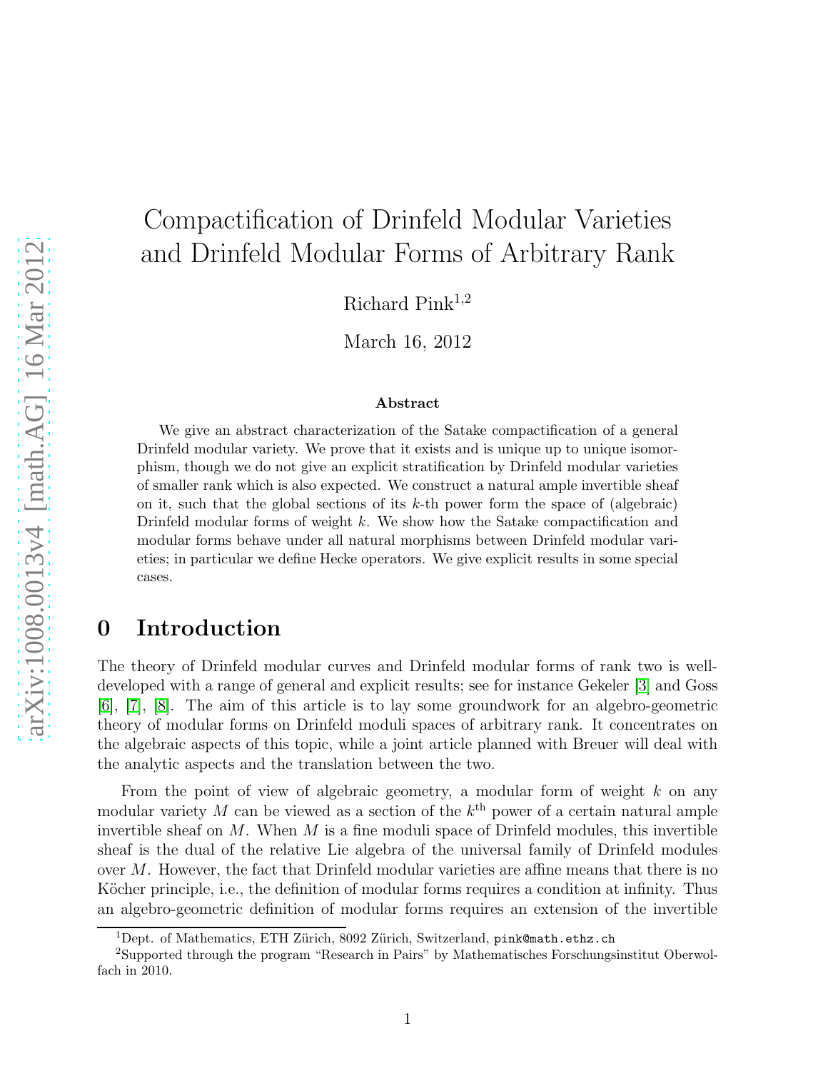# Compactification of Drinfeld Modular Varieties and Drinfeld Modular Forms of Arbitrary Rank

Richard Pink[1,2]

March 16, 2012

### Abstract

We give an abstract characterization of the Satake compactification of a general Drinfeld modular variety. We prove that it exists and is unique up to unique isomorphism, though we do not give an explicit stratification by Drinfeld modular varieties of smaller rank which is also expected. We construct a natural ample invertible sheaf on it, such that the global sections of its $k$-th power form the space of (algebraic) Drinfeld modular forms of weight $k$. We show how the Satake compactification and modular forms behave under all natural morphisms between Drinfeld modular varieties; in particular we define Hecke operators. We give explicit results in some special cases.

## 0 Introduction

The theory of Drinfeld modular curves and Drinfeld modular forms of rank two is well-developed with a range of general and explicit results; see for instance Gekeler [3] and Goss [6], [7], [8]. The aim of this article is to lay some groundwork for an algebro-geometric theory of modular forms on Drinfeld moduli spaces of arbitrary rank. It concentrates on the algebraic aspects of this topic, while a joint article planned with Breuer will deal with the analytic aspects and the translation between the two.

From the point of view of algebraic geometry, a modular form of weight $k$ on any modular variety $M$ can be viewed as a section of the $k^{\text{th}}$ power of a certain natural ample invertible sheaf on $M$. When $M$ is a fine moduli space of Drinfeld modules, this invertible sheaf is the dual of the relative Lie algebra of the universal family of Drinfeld modules over $M$. However, the fact that Drinfeld modular varieties are affine means that there is no Köcher principle, i.e., the definition of modular forms requires a condition at infinity. Thus an algebro-geometric definition of modular forms requires an extension of the invertible

[1] Dept. of Mathematics, ETH Zürich, 8092 Zürich, Switzerland, pink@math.ethz.ch

[2] Supported through the program "Research in Pairs" by Mathematisches Forschungsinstitut Oberwolfach in 2010.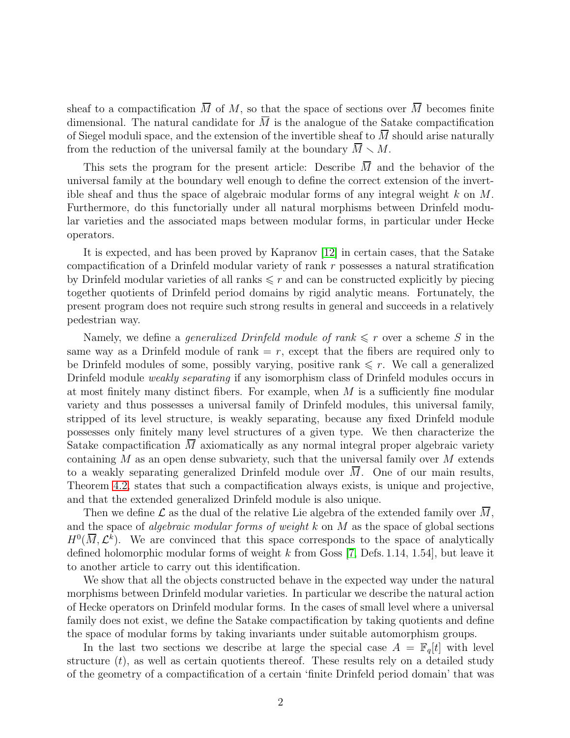sheaf to a compactification $\overline{M}$ of $M$, so that the space of sections over $\overline{M}$ becomes finite dimensional. The natural candidate for $\overline{M}$ is the analogue of the Satake compactification of Siegel moduli space, and the extension of the invertible sheaf to $\overline{M}$ should arise naturally from the reduction of the universal family at the boundary $\overline{M} \smallsetminus M$.

This sets the program for the present article: Describe $\overline{M}$ and the behavior of the universal family at the boundary well enough to define the correct extension of the invertible sheaf and thus the space of algebraic modular forms of any integral weight $k$ on $M$. Furthermore, do this functorially under all natural morphisms between Drinfeld modular varieties and the associated maps between modular forms, in particular under Hecke operators.

It is expected, and has been proved by Kapranov [12] in certain cases, that the Satake compactification of a Drinfeld modular variety of rank $r$ possesses a natural stratification by Drinfeld modular varieties of all ranks $\leqslant r$ and can be constructed explicitly by piecing together quotients of Drinfeld period domains by rigid analytic means. Fortunately, the present program does not require such strong results in general and succeeds in a relatively pedestrian way.

Namely, we define a *generalized Drinfeld module of rank* $\leqslant r$ over a scheme $S$ in the same way as a Drinfeld module of rank $= r$, except that the fibers are required only to be Drinfeld modules of some, possibly varying, positive rank $\leqslant r$. We call a generalized Drinfeld module *weakly separating* if any isomorphism class of Drinfeld modules occurs in at most finitely many distinct fibers. For example, when $M$ is a sufficiently fine modular variety and thus possesses a universal family of Drinfeld modules, this universal family, stripped of its level structure, is weakly separating, because any fixed Drinfeld module possesses only finitely many level structures of a given type. We then characterize the Satake compactification $\overline{M}$ axiomatically as any normal integral proper algebraic variety containing $M$ as an open dense subvariety, such that the universal family over $M$ extends to a weakly separating generalized Drinfeld module over $\overline{M}$. One of our main results, Theorem 4.2, states that such a compactification always exists, is unique and projective, and that the extended generalized Drinfeld module is also unique.

Then we define $\mathcal{L}$ as the dual of the relative Lie algebra of the extended family over $\overline{M}$, and the space of *algebraic modular forms of weight* $k$ on $M$ as the space of global sections $H^0(\overline{M}, \mathcal{L}^k)$. We are convinced that this space corresponds to the space of analytically defined holomorphic modular forms of weight $k$ from Goss [7, Defs. 1.14, 1.54], but leave it to another article to carry out this identification.

We show that all the objects constructed behave in the expected way under the natural morphisms between Drinfeld modular varieties. In particular we describe the natural action of Hecke operators on Drinfeld modular forms. In the cases of small level where a universal family does not exist, we define the Satake compactification by taking quotients and define the space of modular forms by taking invariants under suitable automorphism groups.

In the last two sections we describe at large the special case $A = \mathbb{F}_q[t]$ with level structure $(t)$, as well as certain quotients thereof. These results rely on a detailed study of the geometry of a compactification of a certain 'finite Drinfeld period domain' that was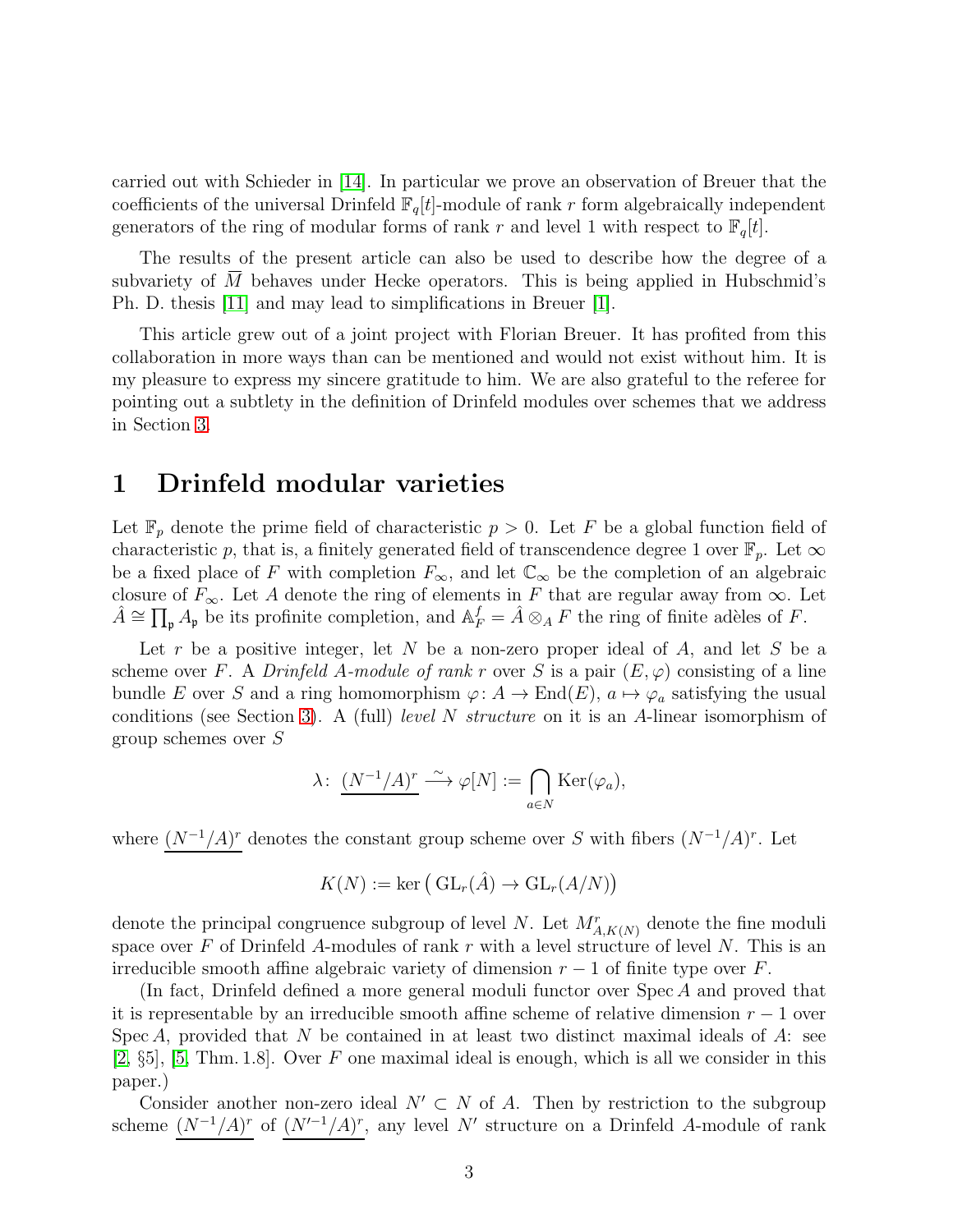carried out with Schieder in [14]. In particular we prove an observation of Breuer that the coefficients of the universal Drinfeld $\mathbb{F}_q[t]$-module of rank $r$ form algebraically independent generators of the ring of modular forms of rank $r$ and level 1 with respect to $\mathbb{F}_q[t]$.

The results of the present article can also be used to describe how the degree of a subvariety of $\overline{M}$ behaves under Hecke operators. This is being applied in Hubschmid's Ph. D. thesis [11] and may lead to simplifications in Breuer [1].

This article grew out of a joint project with Florian Breuer. It has profited from this collaboration in more ways than can be mentioned and would not exist without him. It is my pleasure to express my sincere gratitude to him. We are also grateful to the referee for pointing out a subtlety in the definition of Drinfeld modules over schemes that we address in Section 3.

# 1 Drinfeld modular varieties

Let $\mathbb{F}_p$ denote the prime field of characteristic $p > 0$. Let $F$ be a global function field of characteristic $p$, that is, a finitely generated field of transcendence degree 1 over $\mathbb{F}_p$. Let $\infty$ be a fixed place of $F$ with completion $F_\infty$, and let $\mathbb{C}_\infty$ be the completion of an algebraic closure of $F_\infty$. Let $A$ denote the ring of elements in $F$ that are regular away from $\infty$. Let $\hat{A} \cong \prod_{\mathfrak{p}} A_{\mathfrak{p}}$ be its profinite completion, and $\mathbb{A}_F^f = \hat{A} \otimes_A F$ the ring of finite adèles of $F$.

Let $r$ be a positive integer, let $N$ be a non-zero proper ideal of $A$, and let $S$ be a scheme over $F$. A *Drinfeld $A$-module of rank $r$* over $S$ is a pair $(E, \varphi)$ consisting of a line bundle $E$ over $S$ and a ring homomorphism $\varphi\colon A \to \mathrm{End}(E)$, $a \mapsto \varphi_a$ satisfying the usual conditions (see Section 3). A (full) *level $N$ structure* on it is an $A$-linear isomorphism of group schemes over $S$

$$\lambda\colon\ \underline{(N^{-1}/A)^r} \xrightarrow{\ \sim\ } \varphi[N] := \bigcap_{a \in N} \mathrm{Ker}(\varphi_a),$$

where $\underline{(N^{-1}/A)^r}$ denotes the constant group scheme over $S$ with fibers $(N^{-1}/A)^r$. Let

$$K(N) := \ker\big(\,\mathrm{GL}_r(\hat{A}) \to \mathrm{GL}_r(A/N)\big)$$

denote the principal congruence subgroup of level $N$. Let $M^r_{A,K(N)}$ denote the fine moduli space over $F$ of Drinfeld $A$-modules of rank $r$ with a level structure of level $N$. This is an irreducible smooth affine algebraic variety of dimension $r-1$ of finite type over $F$.

(In fact, Drinfeld defined a more general moduli functor over $\operatorname{Spec} A$ and proved that it is representable by an irreducible smooth affine scheme of relative dimension $r-1$ over $\operatorname{Spec} A$, provided that $N$ be contained in at least two distinct maximal ideals of $A$: see [2, §5], [5, Thm. 1.8]. Over $F$ one maximal ideal is enough, which is all we consider in this paper.)

Consider another non-zero ideal $N' \subset N$ of $A$. Then by restriction to the subgroup scheme $\underline{(N^{-1}/A)^r}$ of $\underline{(N'^{-1}/A)^r}$, any level $N'$ structure on a Drinfeld $A$-module of rank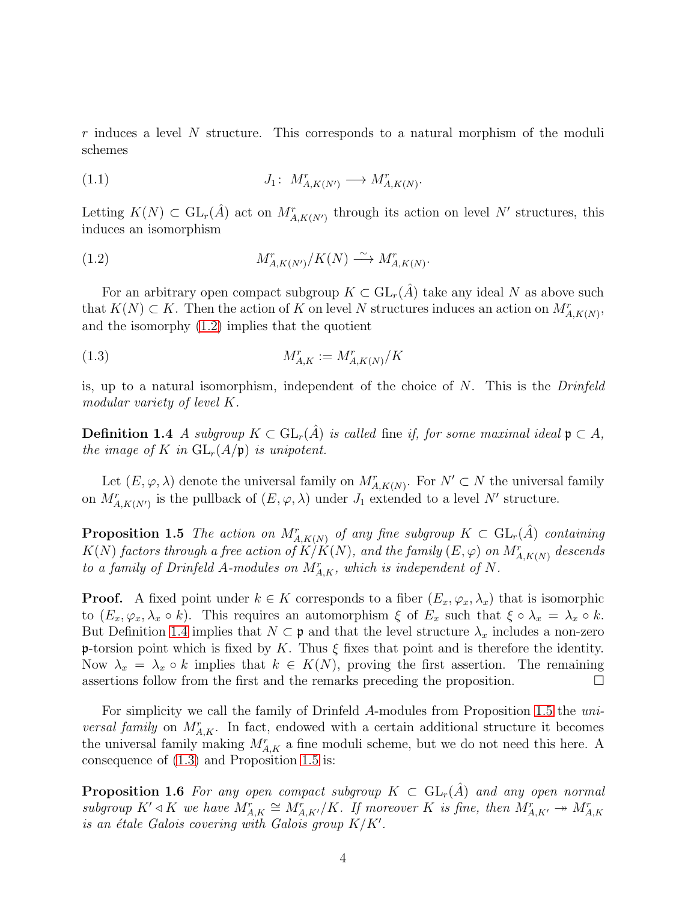$r$ induces a level $N$ structure. This corresponds to a natural morphism of the moduli schemes

$$J_1\colon\ M^r_{A,K(N')} \longrightarrow M^r_{A,K(N)}. \tag{1.1}$$

Letting $K(N) \subset \mathrm{GL}_r(\hat{A})$ act on $M^r_{A,K(N')}$ through its action on level $N'$ structures, this induces an isomorphism

$$M^r_{A,K(N')}/K(N) \xrightarrow{\ \sim\ } M^r_{A,K(N)}. \tag{1.2}$$

For an arbitrary open compact subgroup $K \subset \mathrm{GL}_r(\hat{A})$ take any ideal $N$ as above such that $K(N) \subset K$. Then the action of $K$ on level $N$ structures induces an action on $M^r_{A,K(N)}$, and the isomorphy (1.2) implies that the quotient

$$M^r_{A,K} := M^r_{A,K(N)}/K \tag{1.3}$$

is, up to a natural isomorphism, independent of the choice of $N$. This is the *Drinfeld modular variety of level $K$*.

**Definition 1.4** *A subgroup $K \subset \mathrm{GL}_r(\hat{A})$ is called* fine *if, for some maximal ideal $\mathfrak{p} \subset A$, the image of $K$ in $\mathrm{GL}_r(A/\mathfrak{p})$ is unipotent.*

Let $(E, \varphi, \lambda)$ denote the universal family on $M^r_{A,K(N)}$. For $N' \subset N$ the universal family on $M^r_{A,K(N')}$ is the pullback of $(E, \varphi, \lambda)$ under $J_1$ extended to a level $N'$ structure.

**Proposition 1.5** *The action on $M^r_{A,K(N)}$ of any fine subgroup $K \subset \mathrm{GL}_r(\hat{A})$ containing $K(N)$ factors through a free action of $K/K(N)$, and the family $(E, \varphi)$ on $M^r_{A,K(N)}$ descends to a family of Drinfeld $A$-modules on $M^r_{A,K}$, which is independent of $N$.*

**Proof.** A fixed point under $k \in K$ corresponds to a fiber $(E_x, \varphi_x, \lambda_x)$ that is isomorphic to $(E_x, \varphi_x, \lambda_x \circ k)$. This requires an automorphism $\xi$ of $E_x$ such that $\xi \circ \lambda_x = \lambda_x \circ k$. But Definition 1.4 implies that $N \subset \mathfrak{p}$ and that the level structure $\lambda_x$ includes a non-zero $\mathfrak{p}$-torsion point which is fixed by $K$. Thus $\xi$ fixes that point and is therefore the identity. Now $\lambda_x = \lambda_x \circ k$ implies that $k \in K(N)$, proving the first assertion. The remaining assertions follow from the first and the remarks preceding the proposition. $\square$

For simplicity we call the family of Drinfeld $A$-modules from Proposition 1.5 the *universal family* on $M^r_{A,K}$. In fact, endowed with a certain additional structure it becomes the universal family making $M^r_{A,K}$ a fine moduli scheme, but we do not need this here. A consequence of (1.3) and Proposition 1.5 is:

**Proposition 1.6** *For any open compact subgroup $K \subset \mathrm{GL}_r(\hat{A})$ and any open normal subgroup $K' \lhd K$ we have $M^r_{A,K} \cong M^r_{A,K'}/K$. If moreover $K$ is fine, then $M^r_{A,K'} \twoheadrightarrow M^r_{A,K}$ is an étale Galois covering with Galois group $K/K'$.*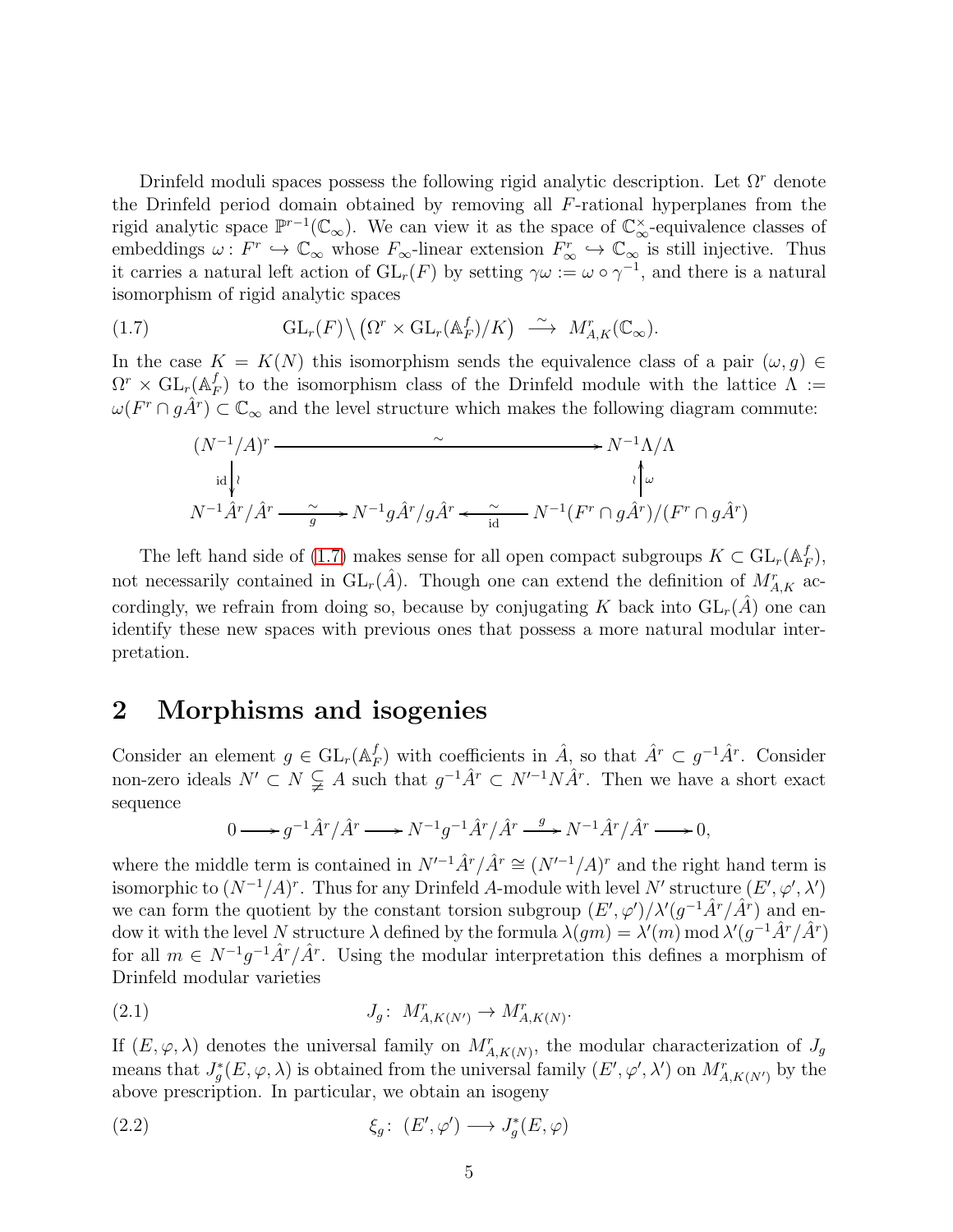Drinfeld moduli spaces possess the following rigid analytic description. Let $\Omega^r$ denote the Drinfeld period domain obtained by removing all $F$-rational hyperplanes from the rigid analytic space $\mathbb{P}^{r-1}(\mathbb{C}_\infty)$. We can view it as the space of $\mathbb{C}_\infty^\times$-equivalence classes of embeddings $\omega\colon F^r \hookrightarrow \mathbb{C}_\infty$ whose $F_\infty$-linear extension $F_\infty^r \hookrightarrow \mathbb{C}_\infty$ is still injective. Thus it carries a natural left action of $\mathrm{GL}_r(F)$ by setting $\gamma\omega := \omega \circ \gamma^{-1}$, and there is a natural isomorphism of rigid analytic spaces

$$\mathrm{GL}_r(F)\big\backslash\big(\Omega^r \times \mathrm{GL}_r(\mathbb{A}_F^f)/K\big) \;\xrightarrow{\;\sim\;}\; M_{A,K}^r(\mathbb{C}_\infty). \tag{1.7}$$

In the case $K = K(N)$ this isomorphism sends the equivalence class of a pair $(\omega, g) \in \Omega^r \times \mathrm{GL}_r(\mathbb{A}_F^f)$ to the isomorphism class of the Drinfeld module with the lattice $\Lambda := \omega(F^r \cap g\hat{A}^r) \subset \mathbb{C}_\infty$ and the level structure which makes the following diagram commute:

$$\begin{array}{ccccc}
(N^{-1}/A)^r & & \xrightarrow{\quad\sim\quad} & & N^{-1}\Lambda/\Lambda \\
\Big\downarrow{\scriptstyle \mathrm{id}}\,\wr & & & & \wr\Big\uparrow{\scriptstyle\omega} \\
N^{-1}\hat{A}^r/\hat{A}^r & \xrightarrow[g]{\sim} & N^{-1}g\hat{A}^r/g\hat{A}^r & \xleftarrow[\mathrm{id}]{\sim} & N^{-1}(F^r \cap g\hat{A}^r)/(F^r \cap g\hat{A}^r)
\end{array}$$

The left hand side of (1.7) makes sense for all open compact subgroups $K \subset \mathrm{GL}_r(\mathbb{A}_F^f)$, not necessarily contained in $\mathrm{GL}_r(\hat{A})$. Though one can extend the definition of $M_{A,K}^r$ accordingly, we refrain from doing so, because by conjugating $K$ back into $\mathrm{GL}_r(\hat{A})$ one can identify these new spaces with previous ones that possess a more natural modular interpretation.

## 2 Morphisms and isogenies

Consider an element $g \in \mathrm{GL}_r(\mathbb{A}_F^f)$ with coefficients in $\hat{A}$, so that $\hat{A}^r \subset g^{-1}\hat{A}^r$. Consider non-zero ideals $N' \subset N \subsetneq A$ such that $g^{-1}\hat{A}^r \subset N'^{-1}N\hat{A}^r$. Then we have a short exact sequence

$$0 \longrightarrow g^{-1}\hat{A}^r/\hat{A}^r \longrightarrow N^{-1}g^{-1}\hat{A}^r/\hat{A}^r \xrightarrow{\;g\;} N^{-1}\hat{A}^r/\hat{A}^r \longrightarrow 0,$$

where the middle term is contained in $N'^{-1}\hat{A}^r/\hat{A}^r \cong (N'^{-1}/A)^r$ and the right hand term is isomorphic to $(N^{-1}/A)^r$. Thus for any Drinfeld $A$-module with level $N'$ structure $(E', \varphi', \lambda')$ we can form the quotient by the constant torsion subgroup $(E', \varphi')/\lambda'(g^{-1}\hat{A}^r/\hat{A}^r)$ and endow it with the level $N$ structure $\lambda$ defined by the formula $\lambda(gm) = \lambda'(m) \bmod \lambda'(g^{-1}\hat{A}^r/\hat{A}^r)$ for all $m \in N^{-1}g^{-1}\hat{A}^r/\hat{A}^r$. Using the modular interpretation this defines a morphism of Drinfeld modular varieties

$$J_g\colon\; M_{A,K(N')}^r \to M_{A,K(N)}^r. \tag{2.1}$$

If $(E, \varphi, \lambda)$ denotes the universal family on $M_{A,K(N)}^r$, the modular characterization of $J_g$ means that $J_g^*(E, \varphi, \lambda)$ is obtained from the universal family $(E', \varphi', \lambda')$ on $M_{A,K(N')}^r$ by the above prescription. In particular, we obtain an isogeny

$$\xi_g\colon\; (E', \varphi') \longrightarrow J_g^*(E, \varphi) \tag{2.2}$$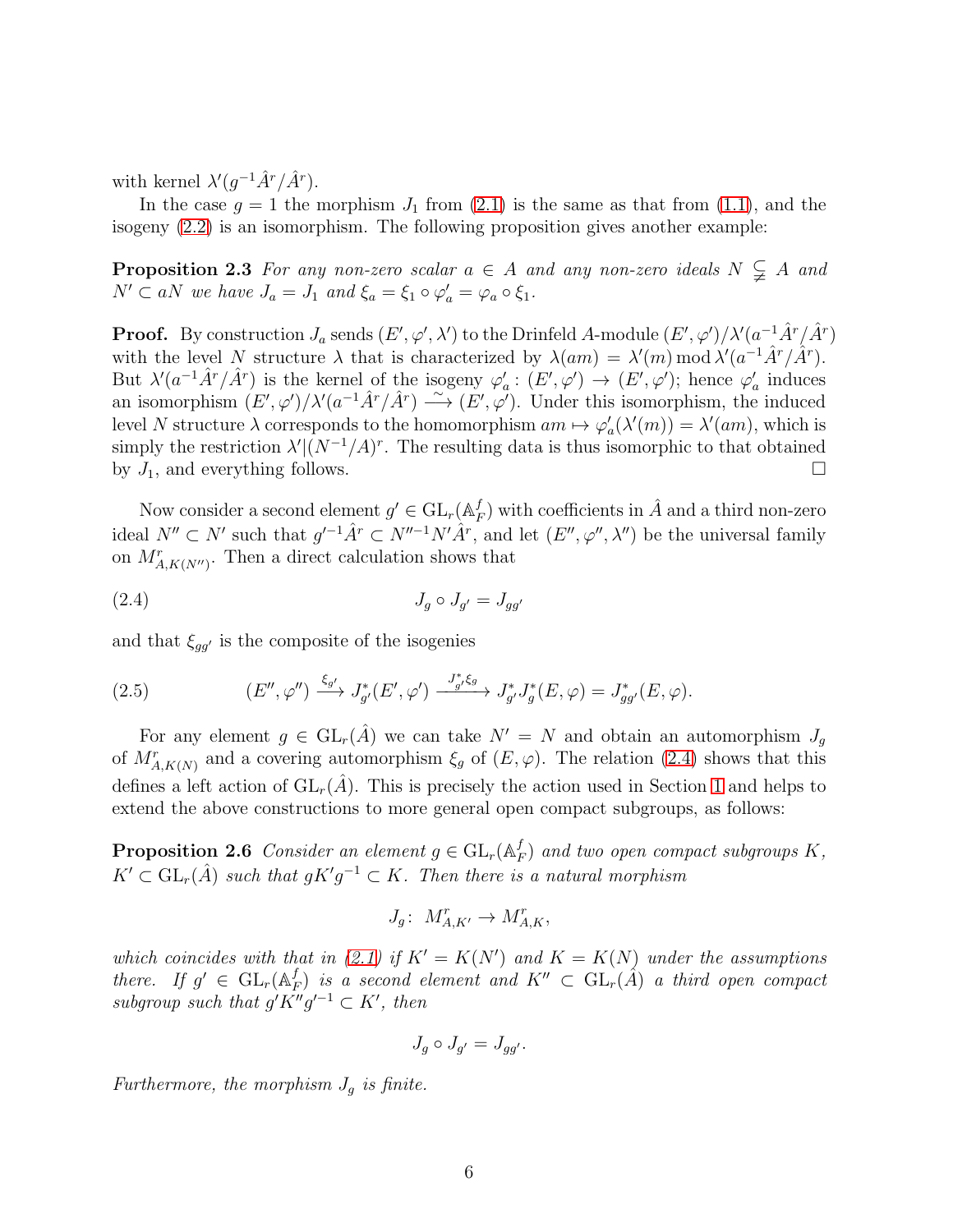with kernel $\lambda'(g^{-1}\hat{A}^r/\hat{A}^r)$.

In the case $g = 1$ the morphism $J_1$ from (2.1) is the same as that from (1.1), and the isogeny (2.2) is an isomorphism. The following proposition gives another example:

**Proposition 2.3** *For any non-zero scalar $a \in A$ and any non-zero ideals $N \subsetneq A$ and $N' \subset aN$ we have $J_a = J_1$ and $\xi_a = \xi_1 \circ \varphi'_a = \varphi_a \circ \xi_1$.*

**Proof.** By construction $J_a$ sends $(E', \varphi', \lambda')$ to the Drinfeld $A$-module $(E', \varphi')/\lambda'(a^{-1}\hat{A}^r/\hat{A}^r)$ with the level $N$ structure $\lambda$ that is characterized by $\lambda(am) = \lambda'(m) \bmod \lambda'(a^{-1}\hat{A}^r/\hat{A}^r)$. But $\lambda'(a^{-1}\hat{A}^r/\hat{A}^r)$ is the kernel of the isogeny $\varphi'_a \colon (E', \varphi') \to (E', \varphi')$; hence $\varphi'_a$ induces an isomorphism $(E', \varphi')/\lambda'(a^{-1}\hat{A}^r/\hat{A}^r) \xrightarrow{\sim} (E', \varphi')$. Under this isomorphism, the induced level $N$ structure $\lambda$ corresponds to the homomorphism $am \mapsto \varphi'_a(\lambda'(m)) = \lambda'(am)$, which is simply the restriction $\lambda'|(N^{-1}/A)^r$. The resulting data is thus isomorphic to that obtained by $J_1$, and everything follows. $\square$

Now consider a second element $g' \in \mathrm{GL}_r(\mathbb{A}_F^f)$ with coefficients in $\hat{A}$ and a third non-zero ideal $N'' \subset N'$ such that $g'^{-1}\hat{A}^r \subset N''^{-1}N'\hat{A}^r$, and let $(E'', \varphi'', \lambda'')$ be the universal family on $M^r_{A,K(N'')}$. Then a direct calculation shows that

$$J_g \circ J_{g'} = J_{gg'} \tag{2.4}$$

and that $\xi_{gg'}$ is the composite of the isogenies

$$(E'', \varphi'') \xrightarrow{\xi_{g'}} J_{g'}^*(E', \varphi') \xrightarrow{J_{g'}^*\xi_g} J_{g'}^*J_g^*(E, \varphi) = J_{gg'}^*(E, \varphi). \tag{2.5}$$

For any element $g \in \mathrm{GL}_r(\hat{A})$ we can take $N' = N$ and obtain an automorphism $J_g$ of $M^r_{A,K(N)}$ and a covering automorphism $\xi_g$ of $(E, \varphi)$. The relation (2.4) shows that this defines a left action of $\mathrm{GL}_r(\hat{A})$. This is precisely the action used in Section 1 and helps to extend the above constructions to more general open compact subgroups, as follows:

**Proposition 2.6** *Consider an element $g \in \mathrm{GL}_r(\mathbb{A}_F^f)$ and two open compact subgroups $K$, $K' \subset \mathrm{GL}_r(\hat{A})$ such that $gK'g^{-1} \subset K$. Then there is a natural morphism*

$$J_g \colon\ M^r_{A,K'} \to M^r_{A,K},$$

*which coincides with that in (2.1) if $K' = K(N')$ and $K = K(N)$ under the assumptions there. If $g' \in \mathrm{GL}_r(\mathbb{A}_F^f)$ is a second element and $K'' \subset \mathrm{GL}_r(\hat{A})$ a third open compact subgroup such that $g'K''g'^{-1} \subset K'$, then*

$$J_g \circ J_{g'} = J_{gg'}.$$

*Furthermore, the morphism $J_g$ is finite.*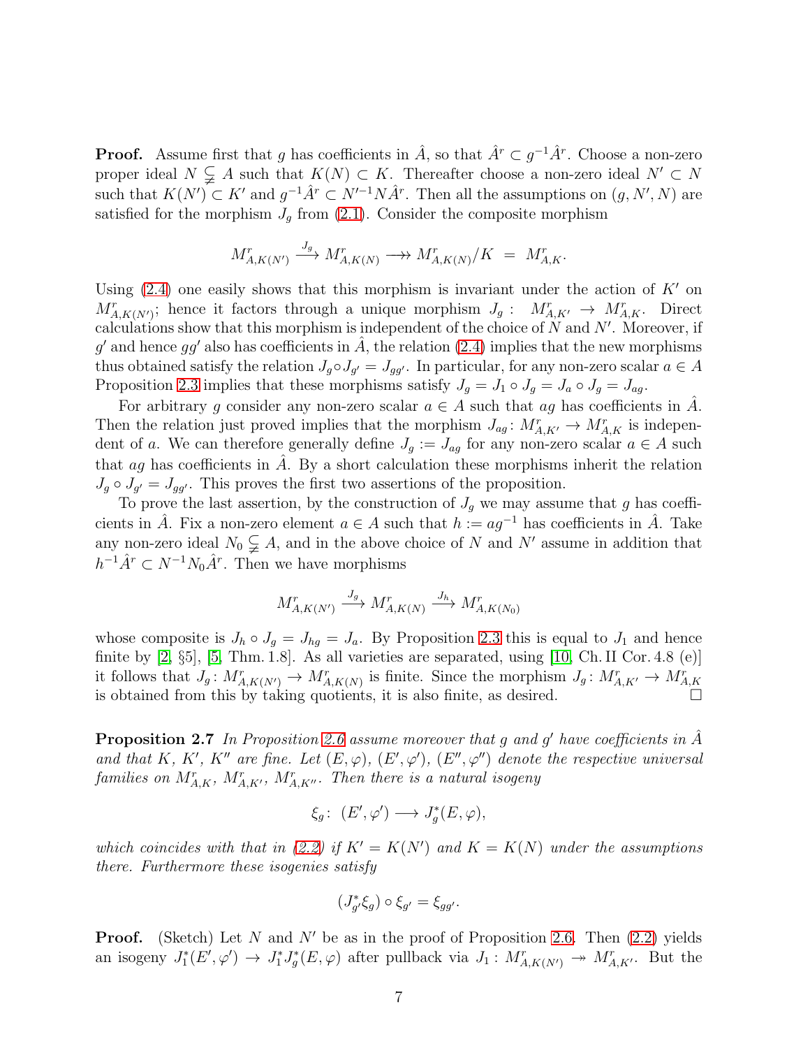**Proof.** Assume first that $g$ has coefficients in $\hat{A}$, so that $\hat{A}^r \subset g^{-1}\hat{A}^r$. Choose a non-zero proper ideal $N \subsetneqq A$ such that $K(N) \subset K$. Thereafter choose a non-zero ideal $N' \subset N$ such that $K(N') \subset K'$ and $g^{-1}\hat{A}^r \subset N'^{-1}N\hat{A}^r$. Then all the assumptions on $(g, N', N)$ are satisfied for the morphism $J_g$ from (2.1). Consider the composite morphism

$$M^r_{A,K(N')} \xrightarrow{J_g} M^r_{A,K(N)} \longrightarrow\!\!\!\!\!\rightarrow M^r_{A,K(N)}/K \;=\; M^r_{A,K}.$$

Using (2.4) one easily shows that this morphism is invariant under the action of $K'$ on $M^r_{A,K(N')}$; hence it factors through a unique morphism $J_g : \;\; M^r_{A,K'} \to M^r_{A,K}$. Direct calculations show that this morphism is independent of the choice of $N$ and $N'$. Moreover, if $g'$ and hence $gg'$ also has coefficients in $\hat{A}$, the relation (2.4) implies that the new morphisms thus obtained satisfy the relation $J_g \circ J_{g'} = J_{gg'}$. In particular, for any non-zero scalar $a \in A$ Proposition 2.3 implies that these morphisms satisfy $J_g = J_1 \circ J_g = J_a \circ J_g = J_{ag}$.

For arbitrary $g$ consider any non-zero scalar $a \in A$ such that $ag$ has coefficients in $\hat{A}$. Then the relation just proved implies that the morphism $J_{ag} \colon M^r_{A,K'} \to M^r_{A,K}$ is independent of $a$. We can therefore generally define $J_g := J_{ag}$ for any non-zero scalar $a \in A$ such that $ag$ has coefficients in $\hat{A}$. By a short calculation these morphisms inherit the relation $J_g \circ J_{g'} = J_{gg'}$. This proves the first two assertions of the proposition.

To prove the last assertion, by the construction of $J_g$ we may assume that $g$ has coefficients in $\hat{A}$. Fix a non-zero element $a \in A$ such that $h := ag^{-1}$ has coefficients in $\hat{A}$. Take any non-zero ideal $N_0 \subsetneqq A$, and in the above choice of $N$ and $N'$ assume in addition that $h^{-1}\hat{A}^r \subset N^{-1}N_0\hat{A}^r$. Then we have morphisms

$$M^r_{A,K(N')} \xrightarrow{J_g} M^r_{A,K(N)} \xrightarrow{J_h} M^r_{A,K(N_0)}$$

whose composite is $J_h \circ J_g = J_{hg} = J_a$. By Proposition 2.3 this is equal to $J_1$ and hence finite by [2, §5], [5, Thm. 1.8]. As all varieties are separated, using [10, Ch. II Cor. 4.8 (e)] it follows that $J_g \colon M^r_{A,K(N')} \to M^r_{A,K(N)}$ is finite. Since the morphism $J_g \colon M^r_{A,K'} \to M^r_{A,K}$ is obtained from this by taking quotients, it is also finite, as desired. $\square$

**Proposition 2.7** *In Proposition 2.6 assume moreover that $g$ and $g'$ have coefficients in $\hat{A}$ and that $K$, $K'$, $K''$ are fine. Let $(E, \varphi)$, $(E', \varphi')$, $(E'', \varphi'')$ denote the respective universal families on $M^r_{A,K}$, $M^r_{A,K'}$, $M^r_{A,K''}$. Then there is a natural isogeny*

$$\xi_g \colon \; (E', \varphi') \longrightarrow J_g^*(E, \varphi),$$

*which coincides with that in (2.2) if $K' = K(N')$ and $K = K(N)$ under the assumptions there. Furthermore these isogenies satisfy*

$$(J_{g'}^*\xi_g) \circ \xi_{g'} = \xi_{gg'}.$$

**Proof.** (Sketch) Let $N$ and $N'$ be as in the proof of Proposition 2.6. Then (2.2) yields an isogeny $J_1^*(E', \varphi') \to J_1^* J_g^*(E, \varphi)$ after pullback via $J_1 : M^r_{A,K(N')} \twoheadrightarrow M^r_{A,K'}$. But the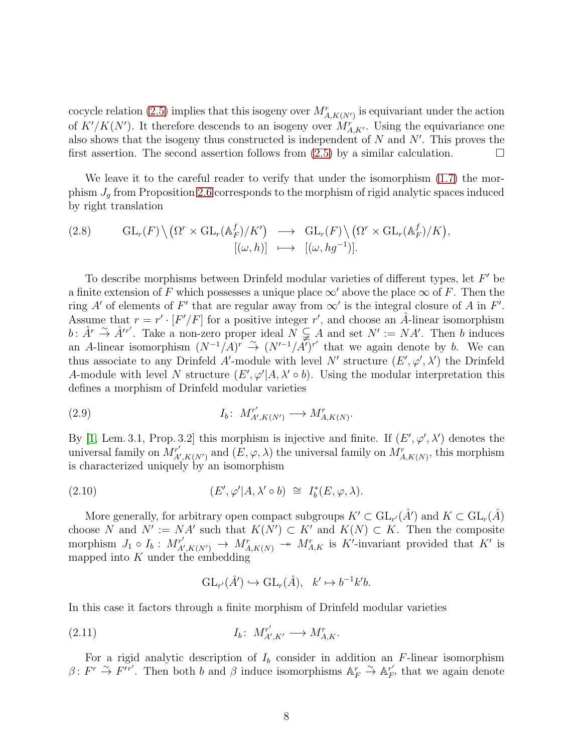cocycle relation (2.5) implies that this isogeny over $M^r_{A,K(N')}$ is equivariant under the action of $K'/K(N')$. It therefore descends to an isogeny over $M^r_{A,K'}$. Using the equivariance one also shows that the isogeny thus constructed is independent of $N$ and $N'$. This proves the first assertion. The second assertion follows from (2.5) by a similar calculation. $\square$

We leave it to the careful reader to verify that under the isomorphism (1.7) the morphism $J_g$ from Proposition 2.6 corresponds to the morphism of rigid analytic spaces induced by right translation

$$
\begin{array}{rcl}
\mathrm{GL}_r(F)\big\backslash\big(\Omega^r \times \mathrm{GL}_r(\mathbb{A}_F^f)/K'\big) & \longrightarrow & \mathrm{GL}_r(F)\big\backslash\big(\Omega^r \times \mathrm{GL}_r(\mathbb{A}_F^f)/K\big), \\
{[(\omega,h)]} & \longmapsto & [(\omega, hg^{-1})].
\end{array} \tag{2.8}
$$

To describe morphisms between Drinfeld modular varieties of different types, let $F'$ be a finite extension of $F$ which possesses a unique place $\infty'$ above the place $\infty$ of $F$. Then the ring $A'$ of elements of $F'$ that are regular away from $\infty'$ is the integral closure of $A$ in $F'$. Assume that $r = r' \cdot [F'/F]$ for a positive integer $r'$, and choose an $\hat{A}$-linear isomorphism $b\colon \hat{A}^r \xrightarrow{\sim} \hat{A}'^{r'}$. Take a non-zero proper ideal $N \subsetneqq A$ and set $N' := NA'$. Then $b$ induces an $A$-linear isomorphism $(N^{-1}/A)^r \xrightarrow{\sim} (N'^{-1}/A')^{r'}$ that we again denote by $b$. We can thus associate to any Drinfeld $A'$-module with level $N'$ structure $(E', \varphi', \lambda')$ the Drinfeld $A$-module with level $N$ structure $(E', \varphi'|A, \lambda' \circ b)$. Using the modular interpretation this defines a morphism of Drinfeld modular varieties

$$
I_b\colon\ M^{r'}_{A',K(N')} \longrightarrow M^r_{A,K(N)}. \tag{2.9}
$$

By [1, Lem. 3.1, Prop. 3.2] this morphism is injective and finite. If $(E', \varphi', \lambda')$ denotes the universal family on $M^{r'}_{A',K(N')}$ and $(E, \varphi, \lambda)$ the universal family on $M^r_{A,K(N)}$, this morphism is characterized uniquely by an isomorphism

$$
(E', \varphi'|A, \lambda' \circ b) \;\cong\; I_b^*(E, \varphi, \lambda). \tag{2.10}
$$

More generally, for arbitrary open compact subgroups $K' \subset \mathrm{GL}_{r'}(\hat{A}')$ and $K \subset \mathrm{GL}_r(\hat{A})$ choose $N$ and $N' := NA'$ such that $K(N') \subset K'$ and $K(N) \subset K$. Then the composite morphism $J_1 \circ I_b : M^{r'}_{A',K(N')} \to M^r_{A,K(N)} \twoheadrightarrow M^r_{A,K}$ is $K'$-invariant provided that $K'$ is mapped into $K$ under the embedding

$$
\mathrm{GL}_{r'}(\hat{A}') \hookrightarrow \mathrm{GL}_r(\hat{A}), \quad k' \mapsto b^{-1}k'b.
$$

In this case it factors through a finite morphism of Drinfeld modular varieties

$$
I_b\colon\ M^{r'}_{A',K'} \longrightarrow M^r_{A,K}. \tag{2.11}
$$

For a rigid analytic description of $I_b$ consider in addition an $F$-linear isomorphism $\beta\colon F^r \xrightarrow{\sim} F'^{r'}$. Then both $b$ and $\beta$ induce isomorphisms $\mathbb{A}_F^r \xrightarrow{\sim} \mathbb{A}_{F'}^{r'}$ that we again denote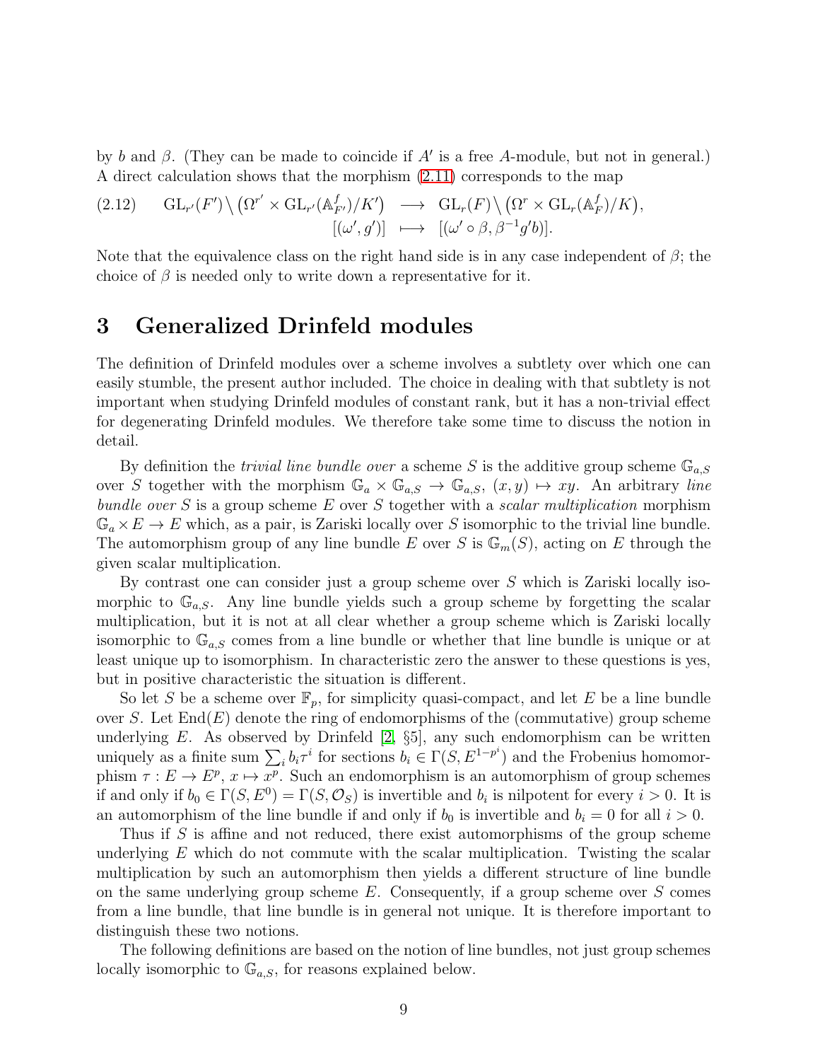by $b$ and $\beta$. (They can be made to coincide if $A'$ is a free $A$-module, but not in general.) A direct calculation shows that the morphism (2.11) corresponds to the map

$$
\begin{aligned}
(2.12) \qquad \mathrm{GL}_{r'}(F')\big\backslash \big(\Omega^{r'} \times \mathrm{GL}_{r'}(\mathbb{A}^f_{F'})/K'\big) \;&\longrightarrow\; \mathrm{GL}_r(F)\big\backslash \big(\Omega^{r} \times \mathrm{GL}_{r}(\mathbb{A}^f_{F})/K\big), \\
[(\omega', g')] \;&\longmapsto\; [(\omega' \circ \beta, \beta^{-1} g' b)].
\end{aligned}
$$

Note that the equivalence class on the right hand side is in any case independent of $\beta$; the choice of $\beta$ is needed only to write down a representative for it.

# 3 Generalized Drinfeld modules

The definition of Drinfeld modules over a scheme involves a subtlety over which one can easily stumble, the present author included. The choice in dealing with that subtlety is not important when studying Drinfeld modules of constant rank, but it has a non-trivial effect for degenerating Drinfeld modules. We therefore take some time to discuss the notion in detail.

By definition the *trivial line bundle over* a scheme $S$ is the additive group scheme $\mathbb{G}_{a,S}$ over $S$ together with the morphism $\mathbb{G}_a \times \mathbb{G}_{a,S} \to \mathbb{G}_{a,S}$, $(x,y) \mapsto xy$. An arbitrary *line bundle over* $S$ is a group scheme $E$ over $S$ together with a *scalar multiplication* morphism $\mathbb{G}_a \times E \to E$ which, as a pair, is Zariski locally over $S$ isomorphic to the trivial line bundle. The automorphism group of any line bundle $E$ over $S$ is $\mathbb{G}_m(S)$, acting on $E$ through the given scalar multiplication.

By contrast one can consider just a group scheme over $S$ which is Zariski locally isomorphic to $\mathbb{G}_{a,S}$. Any line bundle yields such a group scheme by forgetting the scalar multiplication, but it is not at all clear whether a group scheme which is Zariski locally isomorphic to $\mathbb{G}_{a,S}$ comes from a line bundle or whether that line bundle is unique or at least unique up to isomorphism. In characteristic zero the answer to these questions is yes, but in positive characteristic the situation is different.

So let $S$ be a scheme over $\mathbb{F}_p$, for simplicity quasi-compact, and let $E$ be a line bundle over $S$. Let $\mathrm{End}(E)$ denote the ring of endomorphisms of the (commutative) group scheme underlying $E$. As observed by Drinfeld [2, §5], any such endomorphism can be written uniquely as a finite sum $\sum_i b_i \tau^i$ for sections $b_i \in \Gamma(S, E^{1-p^i})$ and the Frobenius homomorphism $\tau : E \to E^p$, $x \mapsto x^p$. Such an endomorphism is an automorphism of group schemes if and only if $b_0 \in \Gamma(S, E^0) = \Gamma(S, \mathcal{O}_S)$ is invertible and $b_i$ is nilpotent for every $i > 0$. It is an automorphism of the line bundle if and only if $b_0$ is invertible and $b_i = 0$ for all $i > 0$.

Thus if $S$ is affine and not reduced, there exist automorphisms of the group scheme underlying $E$ which do not commute with the scalar multiplication. Twisting the scalar multiplication by such an automorphism then yields a different structure of line bundle on the same underlying group scheme $E$. Consequently, if a group scheme over $S$ comes from a line bundle, that line bundle is in general not unique. It is therefore important to distinguish these two notions.

The following definitions are based on the notion of line bundles, not just group schemes locally isomorphic to $\mathbb{G}_{a,S}$, for reasons explained below.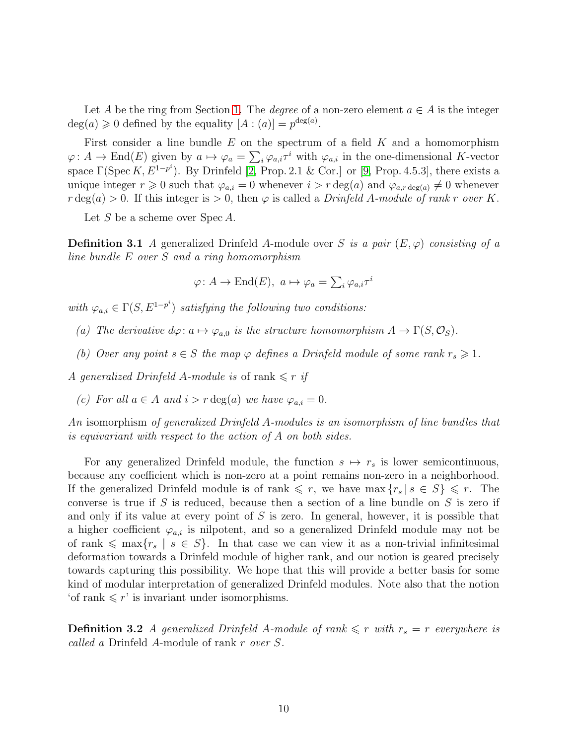Let $A$ be the ring from Section 1. The *degree* of a non-zero element $a \in A$ is the integer $\deg(a) \geqslant 0$ defined by the equality $[A : (a)] = p^{\deg(a)}$.

First consider a line bundle $E$ on the spectrum of a field $K$ and a homomorphism $\varphi\colon A \to \operatorname{End}(E)$ given by $a \mapsto \varphi_a = \sum_i \varphi_{a,i}\tau^i$ with $\varphi_{a,i}$ in the one-dimensional $K$-vector space $\Gamma(\operatorname{Spec} K, E^{1-p^i})$. By Drinfeld [2, Prop. 2.1 & Cor.] or [9, Prop. 4.5.3], there exists a unique integer $r \geqslant 0$ such that $\varphi_{a,i} = 0$ whenever $i > r\deg(a)$ and $\varphi_{a,r\deg(a)} \neq 0$ whenever $r\deg(a) > 0$. If this integer is $> 0$, then $\varphi$ is called a *Drinfeld $A$-module of rank $r$ over $K$.*

Let $S$ be a scheme over $\operatorname{Spec} A$.

**Definition 3.1** *A* generalized Drinfeld $A$-module over $S$ *is a pair $(E, \varphi)$ consisting of a line bundle $E$ over $S$ and a ring homomorphism*

$$\varphi\colon A \to \operatorname{End}(E),\ a \mapsto \varphi_a = \textstyle\sum_i \varphi_{a,i}\tau^i$$

*with $\varphi_{a,i} \in \Gamma(S, E^{1-p^i})$ satisfying the following two conditions:*

*(a) The derivative $d\varphi\colon a \mapsto \varphi_{a,0}$ is the structure homomorphism $A \to \Gamma(S, \mathcal{O}_S)$.*

*(b) Over any point $s \in S$ the map $\varphi$ defines a Drinfeld module of some rank $r_s \geqslant 1$.*

*A generalized Drinfeld $A$-module is* of rank $\leqslant r$ *if*

*(c) For all $a \in A$ and $i > r\deg(a)$ we have $\varphi_{a,i} = 0$.*

*An* isomorphism *of generalized Drinfeld $A$-modules is an isomorphism of line bundles that is equivariant with respect to the action of $A$ on both sides.*

For any generalized Drinfeld module, the function $s \mapsto r_s$ is lower semicontinuous, because any coefficient which is non-zero at a point remains non-zero in a neighborhood. If the generalized Drinfeld module is of rank $\leqslant r$, we have $\max\{r_s \mid s \in S\} \leqslant r$. The converse is true if $S$ is reduced, because then a section of a line bundle on $S$ is zero if and only if its value at every point of $S$ is zero. In general, however, it is possible that a higher coefficient $\varphi_{a,i}$ is nilpotent, and so a generalized Drinfeld module may not be of rank $\leqslant \max\{r_s \mid s \in S\}$. In that case we can view it as a non-trivial infinitesimal deformation towards a Drinfeld module of higher rank, and our notion is geared precisely towards capturing this possibility. We hope that this will provide a better basis for some kind of modular interpretation of generalized Drinfeld modules. Note also that the notion 'of rank $\leqslant r$' is invariant under isomorphisms.

**Definition 3.2** *A generalized Drinfeld $A$-module of rank $\leqslant r$ with $r_s = r$ everywhere is called a* Drinfeld $A$-module of rank $r$ *over $S$.*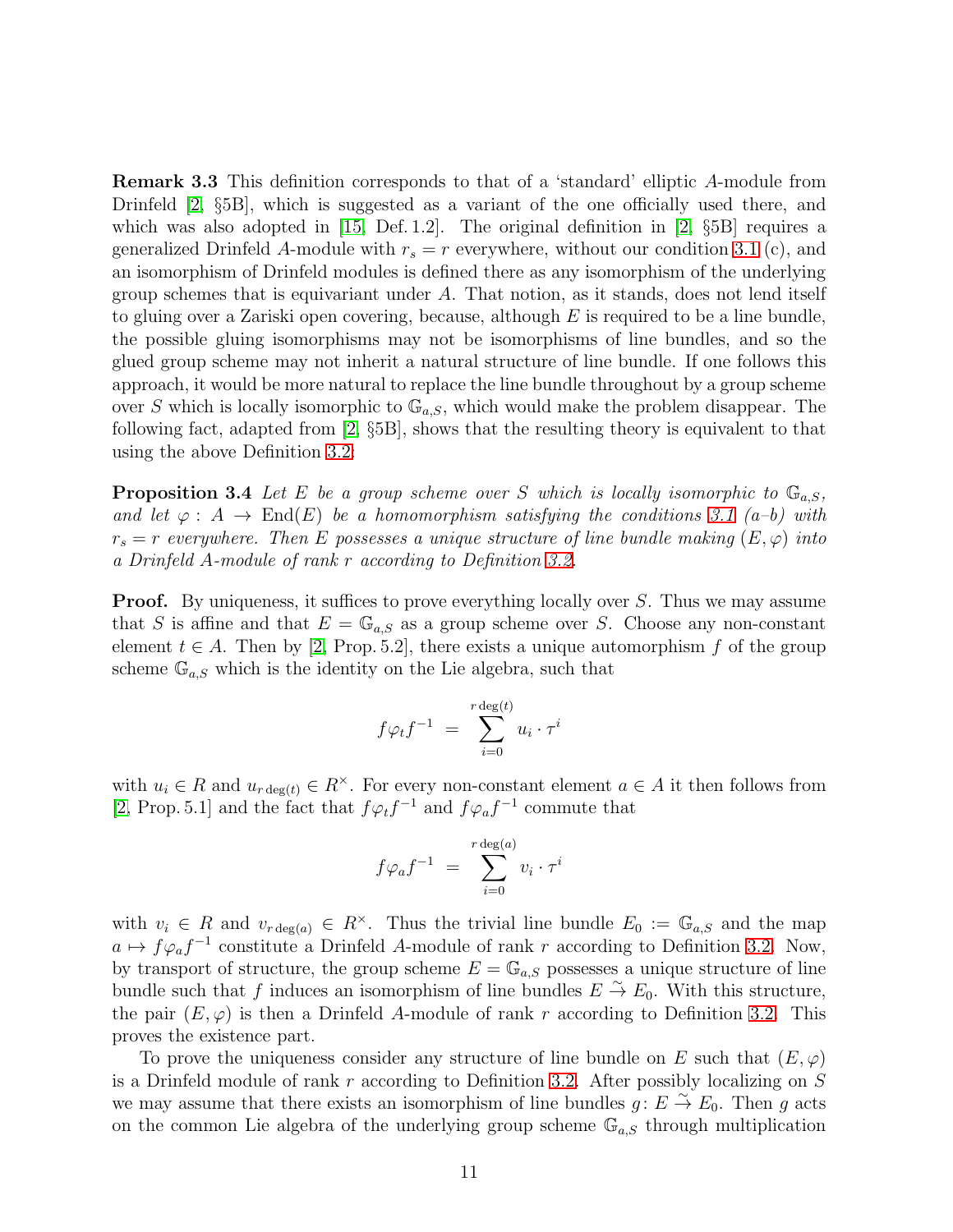**Remark 3.3** This definition corresponds to that of a 'standard' elliptic $A$-module from Drinfeld [2, §5B], which is suggested as a variant of the one officially used there, and which was also adopted in [15, Def. 1.2]. The original definition in [2, §5B] requires a generalized Drinfeld $A$-module with $r_s = r$ everywhere, without our condition 3.1 (c), and an isomorphism of Drinfeld modules is defined there as any isomorphism of the underlying group schemes that is equivariant under $A$. That notion, as it stands, does not lend itself to gluing over a Zariski open covering, because, although $E$ is required to be a line bundle, the possible gluing isomorphisms may not be isomorphisms of line bundles, and so the glued group scheme may not inherit a natural structure of line bundle. If one follows this approach, it would be more natural to replace the line bundle throughout by a group scheme over $S$ which is locally isomorphic to $\mathbb{G}_{a,S}$, which would make the problem disappear. The following fact, adapted from [2, §5B], shows that the resulting theory is equivalent to that using the above Definition 3.2:

**Proposition 3.4** *Let $E$ be a group scheme over $S$ which is locally isomorphic to $\mathbb{G}_{a,S}$, and let $\varphi : A \to \operatorname{End}(E)$ be a homomorphism satisfying the conditions 3.1 (a–b) with $r_s = r$ everywhere. Then $E$ possesses a unique structure of line bundle making $(E, \varphi)$ into a Drinfeld $A$-module of rank $r$ according to Definition 3.2.*

**Proof.** By uniqueness, it suffices to prove everything locally over $S$. Thus we may assume that $S$ is affine and that $E = \mathbb{G}_{a,S}$ as a group scheme over $S$. Choose any non-constant element $t \in A$. Then by [2, Prop. 5.2], there exists a unique automorphism $f$ of the group scheme $\mathbb{G}_{a,S}$ which is the identity on the Lie algebra, such that

$$f\varphi_t f^{-1} \;=\; \sum_{i=0}^{r\deg(t)} u_i \cdot \tau^i$$

with $u_i \in R$ and $u_{r\deg(t)} \in R^\times$. For every non-constant element $a \in A$ it then follows from [2, Prop. 5.1] and the fact that $f\varphi_t f^{-1}$ and $f\varphi_a f^{-1}$ commute that

$$f\varphi_a f^{-1} \;=\; \sum_{i=0}^{r\deg(a)} v_i \cdot \tau^i$$

with $v_i \in R$ and $v_{r\deg(a)} \in R^\times$. Thus the trivial line bundle $E_0 := \mathbb{G}_{a,S}$ and the map $a \mapsto f\varphi_a f^{-1}$ constitute a Drinfeld $A$-module of rank $r$ according to Definition 3.2. Now, by transport of structure, the group scheme $E = \mathbb{G}_{a,S}$ possesses a unique structure of line bundle such that $f$ induces an isomorphism of line bundles $E \overset{\sim}{\to} E_0$. With this structure, the pair $(E, \varphi)$ is then a Drinfeld $A$-module of rank $r$ according to Definition 3.2. This proves the existence part.

To prove the uniqueness consider any structure of line bundle on $E$ such that $(E, \varphi)$ is a Drinfeld module of rank $r$ according to Definition 3.2. After possibly localizing on $S$ we may assume that there exists an isomorphism of line bundles $g \colon E \overset{\sim}{\to} E_0$. Then $g$ acts on the common Lie algebra of the underlying group scheme $\mathbb{G}_{a,S}$ through multiplication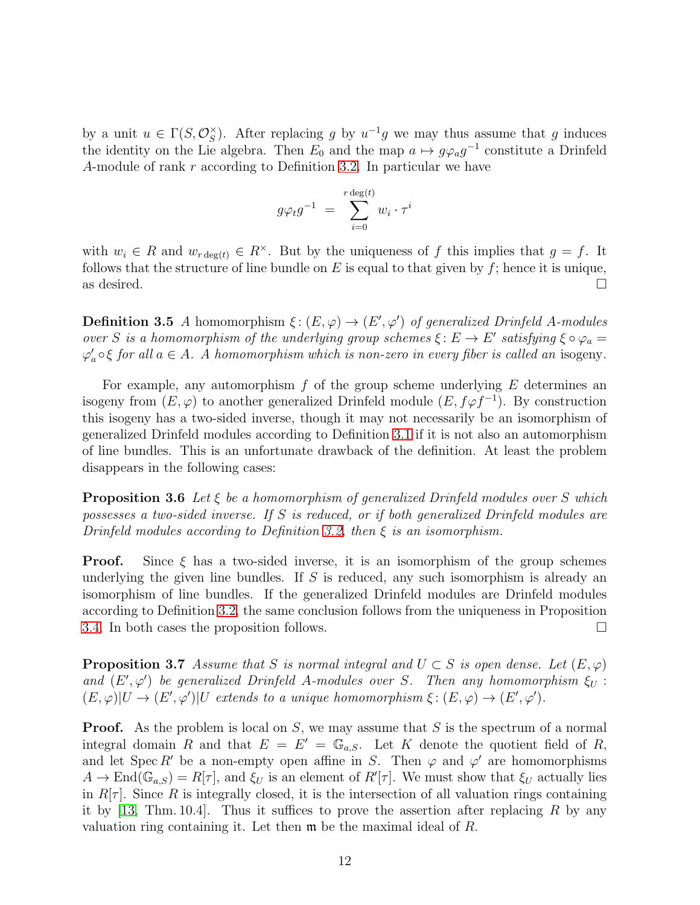by a unit $u \in \Gamma(S, \mathcal{O}_S^\times)$. After replacing $g$ by $u^{-1}g$ we may thus assume that $g$ induces the identity on the Lie algebra. Then $E_0$ and the map $a \mapsto g\varphi_a g^{-1}$ constitute a Drinfeld $A$-module of rank $r$ according to Definition 3.2. In particular we have

$$g\varphi_t g^{-1} \;=\; \sum_{i=0}^{r\deg(t)} w_i \cdot \tau^i$$

with $w_i \in R$ and $w_{r\deg(t)} \in R^\times$. But by the uniqueness of $f$ this implies that $g = f$. It follows that the structure of line bundle on $E$ is equal to that given by $f$; hence it is unique, as desired. $\square$

**Definition 3.5** *A homomorphism $\xi\colon (E,\varphi) \to (E',\varphi')$ of generalized Drinfeld $A$-modules over $S$ is a homomorphism of the underlying group schemes $\xi\colon E \to E'$ satisfying $\xi \circ \varphi_a = \varphi'_a \circ \xi$ for all $a \in A$. A homomorphism which is non-zero in every fiber is called an* isogeny.

For example, any automorphism $f$ of the group scheme underlying $E$ determines an isogeny from $(E,\varphi)$ to another generalized Drinfeld module $(E, f\varphi f^{-1})$. By construction this isogeny has a two-sided inverse, though it may not necessarily be an isomorphism of generalized Drinfeld modules according to Definition 3.1 if it is not also an automorphism of line bundles. This is an unfortunate drawback of the definition. At least the problem disappears in the following cases:

**Proposition 3.6** *Let $\xi$ be a homomorphism of generalized Drinfeld modules over $S$ which possesses a two-sided inverse. If $S$ is reduced, or if both generalized Drinfeld modules are Drinfeld modules according to Definition 3.2, then $\xi$ is an isomorphism.*

**Proof.** Since $\xi$ has a two-sided inverse, it is an isomorphism of the group schemes underlying the given line bundles. If $S$ is reduced, any such isomorphism is already an isomorphism of line bundles. If the generalized Drinfeld modules are Drinfeld modules according to Definition 3.2, the same conclusion follows from the uniqueness in Proposition 3.4. In both cases the proposition follows. $\square$

**Proposition 3.7** *Assume that $S$ is normal integral and $U \subset S$ is open dense. Let $(E,\varphi)$ and $(E',\varphi')$ be generalized Drinfeld $A$-modules over $S$. Then any homomorphism $\xi_U : (E,\varphi)|U \to (E',\varphi')|U$ extends to a unique homomorphism $\xi\colon (E,\varphi) \to (E',\varphi')$.*

**Proof.** As the problem is local on $S$, we may assume that $S$ is the spectrum of a normal integral domain $R$ and that $E = E' = \mathbb{G}_{a,S}$. Let $K$ denote the quotient field of $R$, and let $\operatorname{Spec} R'$ be a non-empty open affine in $S$. Then $\varphi$ and $\varphi'$ are homomorphisms $A \to \operatorname{End}(\mathbb{G}_{a,S}) = R[\tau]$, and $\xi_U$ is an element of $R'[\tau]$. We must show that $\xi_U$ actually lies in $R[\tau]$. Since $R$ is integrally closed, it is the intersection of all valuation rings containing it by [13, Thm. 10.4]. Thus it suffices to prove the assertion after replacing $R$ by any valuation ring containing it. Let then $\mathfrak{m}$ be the maximal ideal of $R$.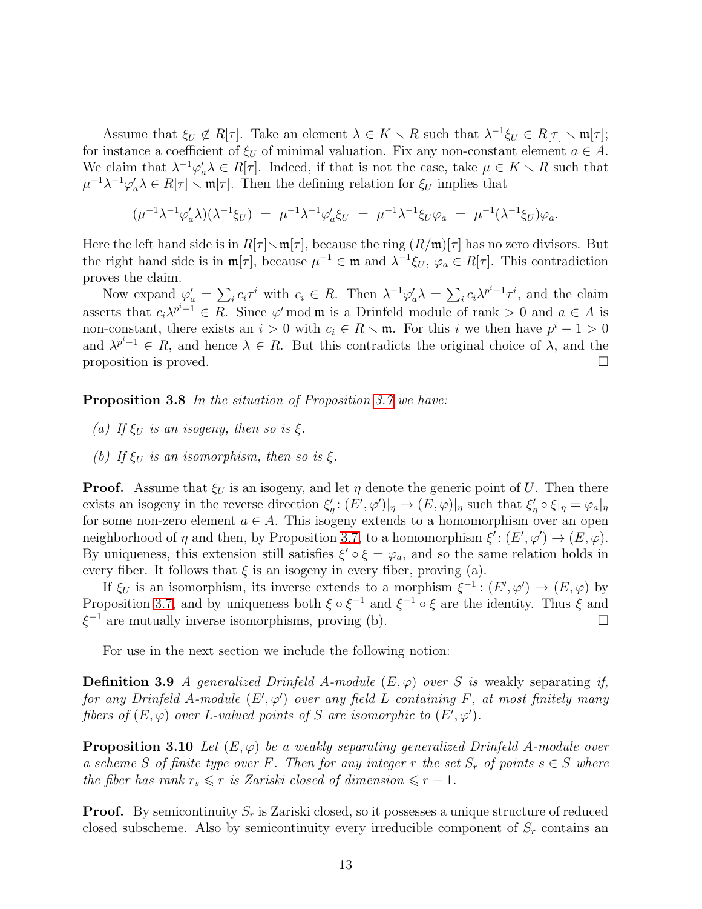Assume that $\xi_U \notin R[\tau]$. Take an element $\lambda \in K \setminus R$ such that $\lambda^{-1}\xi_U \in R[\tau] \setminus \mathfrak{m}[\tau]$; for instance a coefficient of $\xi_U$ of minimal valuation. Fix any non-constant element $a \in A$. We claim that $\lambda^{-1}\varphi'_a\lambda \in R[\tau]$. Indeed, if that is not the case, take $\mu \in K \setminus R$ such that $\mu^{-1}\lambda^{-1}\varphi'_a\lambda \in R[\tau] \setminus \mathfrak{m}[\tau]$. Then the defining relation for $\xi_U$ implies that

$$(\mu^{-1}\lambda^{-1}\varphi'_a\lambda)(\lambda^{-1}\xi_U) \;=\; \mu^{-1}\lambda^{-1}\varphi'_a\xi_U \;=\; \mu^{-1}\lambda^{-1}\xi_U\varphi_a \;=\; \mu^{-1}(\lambda^{-1}\xi_U)\varphi_a.$$

Here the left hand side is in $R[\tau] \setminus \mathfrak{m}[\tau]$, because the ring $(R/\mathfrak{m})[\tau]$ has no zero divisors. But the right hand side is in $\mathfrak{m}[\tau]$, because $\mu^{-1} \in \mathfrak{m}$ and $\lambda^{-1}\xi_U$, $\varphi_a \in R[\tau]$. This contradiction proves the claim.

Now expand $\varphi'_a = \sum_i c_i\tau^i$ with $c_i \in R$. Then $\lambda^{-1}\varphi'_a\lambda = \sum_i c_i\lambda^{p^i-1}\tau^i$, and the claim asserts that $c_i\lambda^{p^i-1} \in R$. Since $\varphi' \bmod \mathfrak{m}$ is a Drinfeld module of rank $> 0$ and $a \in A$ is non-constant, there exists an $i > 0$ with $c_i \in R \setminus \mathfrak{m}$. For this $i$ we then have $p^i - 1 > 0$ and $\lambda^{p^i-1} \in R$, and hence $\lambda \in R$. But this contradicts the original choice of $\lambda$, and the proposition is proved. $\square$

**Proposition 3.8** *In the situation of Proposition 3.7 we have:*

*(a) If $\xi_U$ is an isogeny, then so is $\xi$.*

*(b) If $\xi_U$ is an isomorphism, then so is $\xi$.*

**Proof.** Assume that $\xi_U$ is an isogeny, and let $\eta$ denote the generic point of $U$. Then there exists an isogeny in the reverse direction $\xi'_\eta\colon (E',\varphi')|_\eta \to (E,\varphi)|_\eta$ such that $\xi'_\eta \circ \xi|_\eta = \varphi_a|_\eta$ for some non-zero element $a \in A$. This isogeny extends to a homomorphism over an open neighborhood of $\eta$ and then, by Proposition 3.7, to a homomorphism $\xi'\colon (E',\varphi') \to (E,\varphi)$. By uniqueness, this extension still satisfies $\xi' \circ \xi = \varphi_a$, and so the same relation holds in every fiber. It follows that $\xi$ is an isogeny in every fiber, proving (a).

If $\xi_U$ is an isomorphism, its inverse extends to a morphism $\xi^{-1}\colon (E',\varphi') \to (E,\varphi)$ by Proposition 3.7, and by uniqueness both $\xi \circ \xi^{-1}$ and $\xi^{-1} \circ \xi$ are the identity. Thus $\xi$ and $\xi^{-1}$ are mutually inverse isomorphisms, proving (b). $\square$

For use in the next section we include the following notion:

**Definition 3.9** *A generalized Drinfeld $A$-module $(E,\varphi)$ over $S$ is* weakly separating *if, for any Drinfeld $A$-module $(E',\varphi')$ over any field $L$ containing $F$, at most finitely many fibers of $(E,\varphi)$ over $L$-valued points of $S$ are isomorphic to $(E',\varphi')$.*

**Proposition 3.10** *Let $(E,\varphi)$ be a weakly separating generalized Drinfeld $A$-module over a scheme $S$ of finite type over $F$. Then for any integer $r$ the set $S_r$ of points $s \in S$ where the fiber has rank $r_s \leqslant r$ is Zariski closed of dimension $\leqslant r-1$.*

**Proof.** By semicontinuity $S_r$ is Zariski closed, so it possesses a unique structure of reduced closed subscheme. Also by semicontinuity every irreducible component of $S_r$ contains an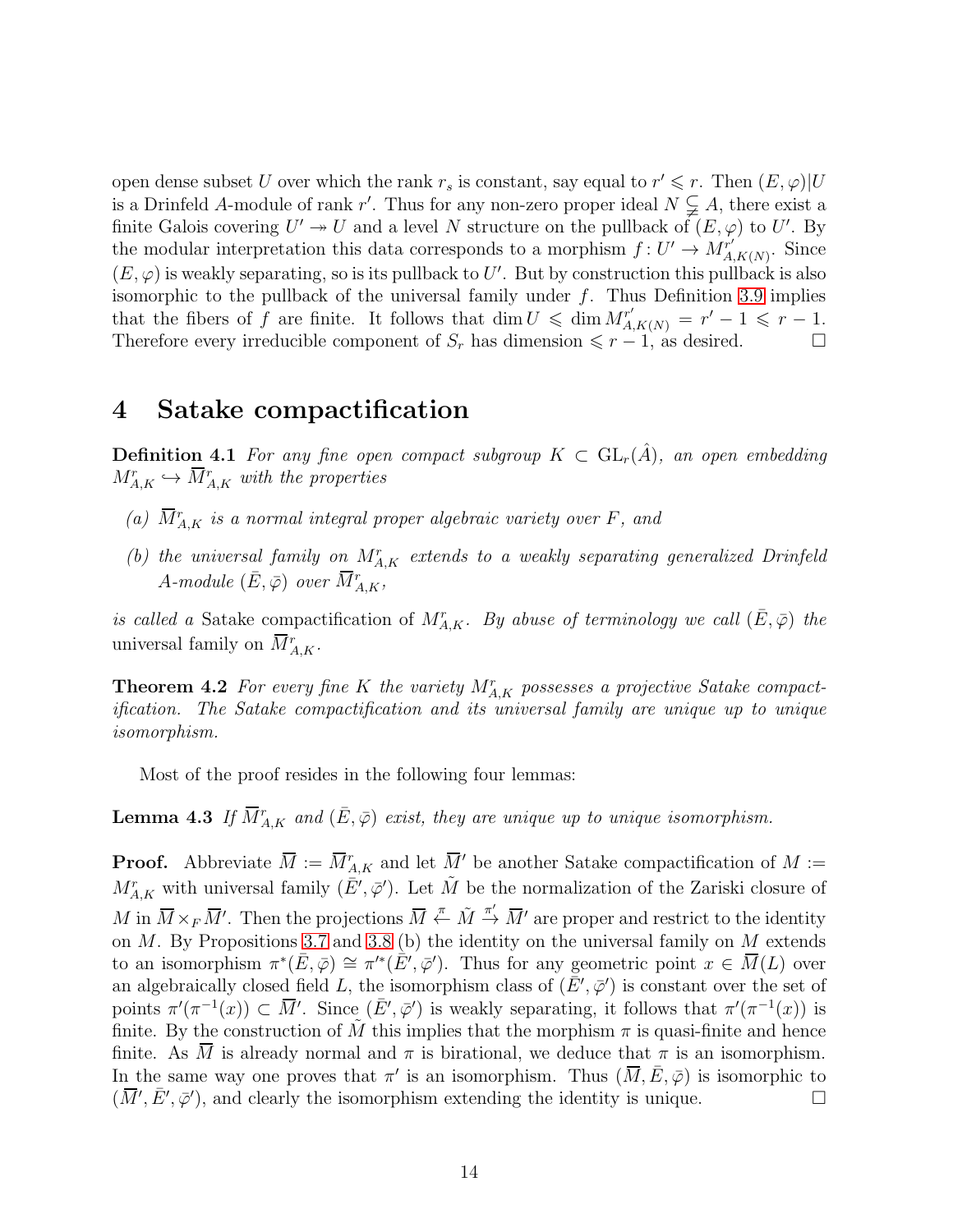open dense subset $U$ over which the rank $r_s$ is constant, say equal to $r' \leqslant r$. Then $(E,\varphi)|U$ is a Drinfeld $A$-module of rank $r'$. Thus for any non-zero proper ideal $N \subsetneq A$, there exist a finite Galois covering $U' \twoheadrightarrow U$ and a level $N$ structure on the pullback of $(E,\varphi)$ to $U'$. By the modular interpretation this data corresponds to a morphism $f\colon U' \to M^{r'}_{A,K(N)}$. Since $(E,\varphi)$ is weakly separating, so is its pullback to $U'$. But by construction this pullback is also isomorphic to the pullback of the universal family under $f$. Thus Definition 3.9 implies that the fibers of $f$ are finite. It follows that $\dim U \leqslant \dim M^{r'}_{A,K(N)} = r'-1 \leqslant r-1$. Therefore every irreducible component of $S_r$ has dimension $\leqslant r-1$, as desired. $\square$

# 4 Satake compactification

**Definition 4.1** *For any fine open compact subgroup $K \subset \mathrm{GL}_r(\hat{A})$, an open embedding $M^r_{A,K} \hookrightarrow \overline{M}^r_{A,K}$ with the properties*

*(a) $\overline{M}^r_{A,K}$ is a normal integral proper algebraic variety over $F$, and*

*(b) the universal family on $M^r_{A,K}$ extends to a weakly separating generalized Drinfeld $A$-module $(\bar{E},\bar{\varphi})$ over $\overline{M}^r_{A,K}$,*

*is called a* Satake compactification *of $M^r_{A,K}$. By abuse of terminology we call $(\bar{E},\bar{\varphi})$ the* universal family *on $\overline{M}^r_{A,K}$.*

**Theorem 4.2** *For every fine $K$ the variety $M^r_{A,K}$ possesses a projective Satake compactification. The Satake compactification and its universal family are unique up to unique isomorphism.*

Most of the proof resides in the following four lemmas:

**Lemma 4.3** *If $\overline{M}^r_{A,K}$ and $(\bar{E},\bar{\varphi})$ exist, they are unique up to unique isomorphism.*

**Proof.** Abbreviate $\overline{M} := \overline{M}^r_{A,K}$ and let $\overline{M}'$ be another Satake compactification of $M := M^r_{A,K}$ with universal family $(\bar{E}',\bar{\varphi}')$. Let $\tilde{M}$ be the normalization of the Zariski closure of $M$ in $\overline{M} \times_F \overline{M}'$. Then the projections $\overline{M} \stackrel{\pi}{\leftarrow} \tilde{M} \stackrel{\pi'}{\rightarrow} \overline{M}'$ are proper and restrict to the identity on $M$. By Propositions 3.7 and 3.8 (b) the identity on the universal family on $M$ extends to an isomorphism $\pi^*(\bar{E},\bar{\varphi}) \cong \pi'^*(\bar{E}',\bar{\varphi}')$. Thus for any geometric point $x \in \overline{M}(L)$ over an algebraically closed field $L$, the isomorphism class of $(\bar{E}',\bar{\varphi}')$ is constant over the set of points $\pi'(\pi^{-1}(x)) \subset \overline{M}'$. Since $(\bar{E}',\bar{\varphi}')$ is weakly separating, it follows that $\pi'(\pi^{-1}(x))$ is finite. By the construction of $\tilde{M}$ this implies that the morphism $\pi$ is quasi-finite and hence finite. As $\overline{M}$ is already normal and $\pi$ is birational, we deduce that $\pi$ is an isomorphism. In the same way one proves that $\pi'$ is an isomorphism. Thus $(\overline{M},\bar{E},\bar{\varphi})$ is isomorphic to $(\overline{M}',\bar{E}',\bar{\varphi}')$, and clearly the isomorphism extending the identity is unique. $\square$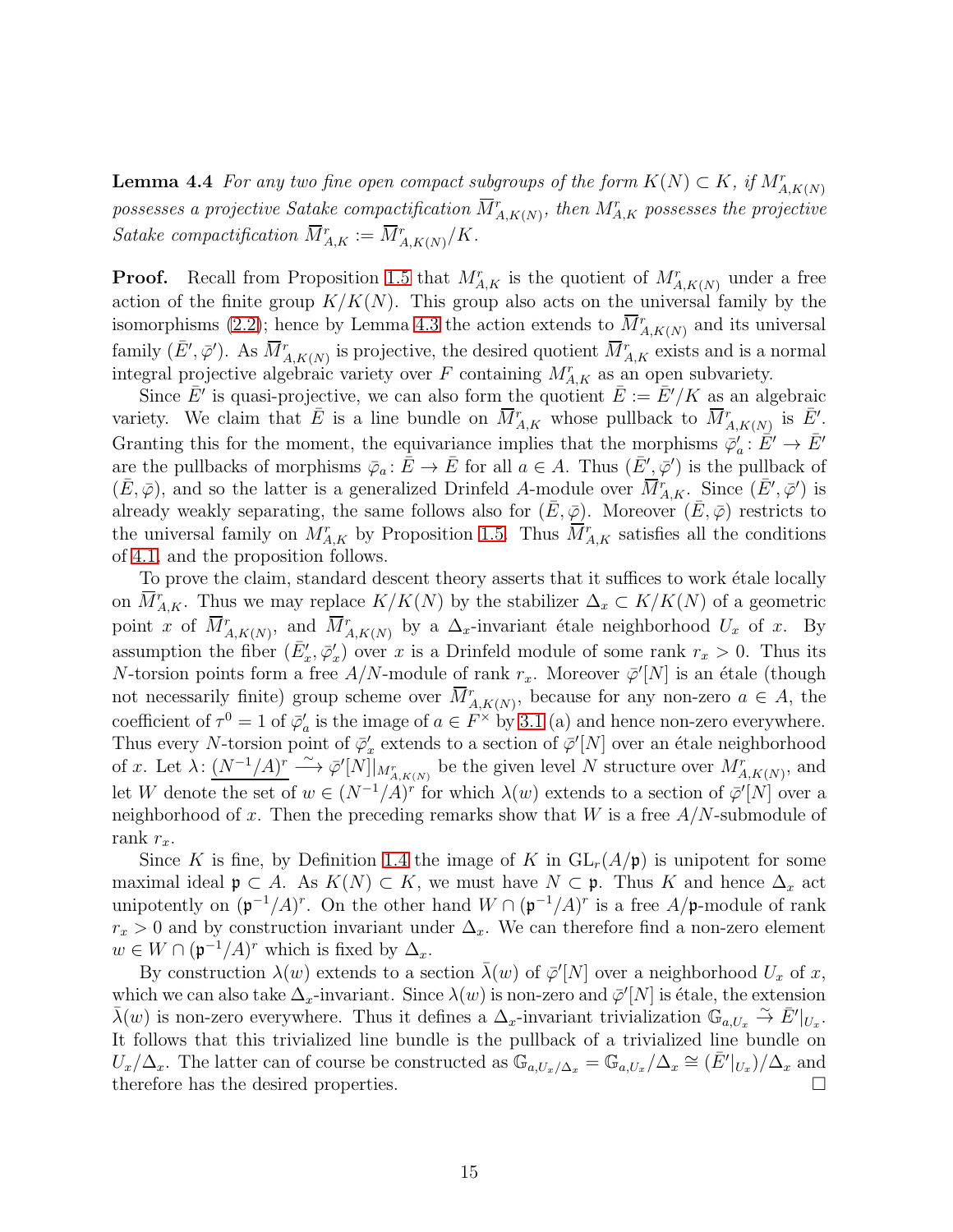**Lemma 4.4** *For any two fine open compact subgroups of the form $K(N) \subset K$, if $M^r_{A,K(N)}$ possesses a projective Satake compactification $\overline{M}^r_{A,K(N)}$, then $M^r_{A,K}$ possesses the projective Satake compactification $\overline{M}^r_{A,K} := \overline{M}^r_{A,K(N)}/K$.*

**Proof.** Recall from Proposition 1.5 that $M^r_{A,K}$ is the quotient of $M^r_{A,K(N)}$ under a free action of the finite group $K/K(N)$. This group also acts on the universal family by the isomorphisms (2.2); hence by Lemma 4.3 the action extends to $\overline{M}^r_{A,K(N)}$ and its universal family $(\bar{E}', \bar{\varphi}')$. As $\overline{M}^r_{A,K(N)}$ is projective, the desired quotient $\overline{M}^r_{A,K}$ exists and is a normal integral projective algebraic variety over $F$ containing $M^r_{A,K}$ as an open subvariety.

Since $\bar{E}'$ is quasi-projective, we can also form the quotient $\bar{E} := \bar{E}'/K$ as an algebraic variety. We claim that $\bar{E}$ is a line bundle on $\overline{M}^r_{A,K}$ whose pullback to $\overline{M}^r_{A,K(N)}$ is $\bar{E}'$. Granting this for the moment, the equivariance implies that the morphisms $\bar{\varphi}'_a \colon \bar{E}' \to \bar{E}'$ are the pullbacks of morphisms $\bar{\varphi}_a \colon \bar{E} \to \bar{E}$ for all $a \in A$. Thus $(\bar{E}', \bar{\varphi}')$ is the pullback of $(\bar{E}, \bar{\varphi})$, and so the latter is a generalized Drinfeld $A$-module over $\overline{M}^r_{A,K}$. Since $(\bar{E}', \bar{\varphi}')$ is already weakly separating, the same follows also for $(\bar{E}, \bar{\varphi})$. Moreover $(\bar{E}, \bar{\varphi})$ restricts to the universal family on $M^r_{A,K}$ by Proposition 1.5. Thus $\overline{M}^r_{A,K}$ satisfies all the conditions of 4.1, and the proposition follows.

To prove the claim, standard descent theory asserts that it suffices to work étale locally on $\overline{M}^r_{A,K}$. Thus we may replace $K/K(N)$ by the stabilizer $\Delta_x \subset K/K(N)$ of a geometric point $x$ of $\overline{M}^r_{A,K(N)}$, and $\overline{M}^r_{A,K(N)}$ by a $\Delta_x$-invariant étale neighborhood $U_x$ of $x$. By assumption the fiber $(\bar{E}'_x, \bar{\varphi}'_x)$ over $x$ is a Drinfeld module of some rank $r_x > 0$. Thus its $N$-torsion points form a free $A/N$-module of rank $r_x$. Moreover $\bar{\varphi}'[N]$ is an étale (though not necessarily finite) group scheme over $\overline{M}^r_{A,K(N)}$, because for any non-zero $a \in A$, the coefficient of $\tau^0 = 1$ of $\bar{\varphi}'_a$ is the image of $a \in F^\times$ by 3.1 (a) and hence non-zero everywhere. Thus every $N$-torsion point of $\bar{\varphi}'_x$ extends to a section of $\bar{\varphi}'[N]$ over an étale neighborhood of $x$. Let $\lambda \colon \underline{(N^{-1}/A)^r} \xrightarrow{\sim} \bar{\varphi}'[N]|_{M^r_{A,K(N)}}$ be the given level $N$ structure over $M^r_{A,K(N)}$, and let $W$ denote the set of $w \in (N^{-1}/A)^r$ for which $\lambda(w)$ extends to a section of $\bar{\varphi}'[N]$ over a neighborhood of $x$. Then the preceding remarks show that $W$ is a free $A/N$-submodule of rank $r_x$.

Since $K$ is fine, by Definition 1.4 the image of $K$ in $\mathrm{GL}_r(A/\mathfrak{p})$ is unipotent for some maximal ideal $\mathfrak{p} \subset A$. As $K(N) \subset K$, we must have $N \subset \mathfrak{p}$. Thus $K$ and hence $\Delta_x$ act unipotently on $(\mathfrak{p}^{-1}/A)^r$. On the other hand $W \cap (\mathfrak{p}^{-1}/A)^r$ is a free $A/\mathfrak{p}$-module of rank $r_x > 0$ and by construction invariant under $\Delta_x$. We can therefore find a non-zero element $w \in W \cap (\mathfrak{p}^{-1}/A)^r$ which is fixed by $\Delta_x$.

By construction $\lambda(w)$ extends to a section $\bar{\lambda}(w)$ of $\bar{\varphi}'[N]$ over a neighborhood $U_x$ of $x$, which we can also take $\Delta_x$-invariant. Since $\lambda(w)$ is non-zero and $\bar{\varphi}'[N]$ is étale, the extension $\bar{\lambda}(w)$ is non-zero everywhere. Thus it defines a $\Delta_x$-invariant trivialization $\mathbb{G}_{a,U_x} \xrightarrow{\sim} \bar{E}'|_{U_x}$. It follows that this trivialized line bundle is the pullback of a trivialized line bundle on $U_x/\Delta_x$. The latter can of course be constructed as $\mathbb{G}_{a,U_x/\Delta_x} = \mathbb{G}_{a,U_x}/\Delta_x \cong (\bar{E}'|_{U_x})/\Delta_x$ and therefore has the desired properties. $\square$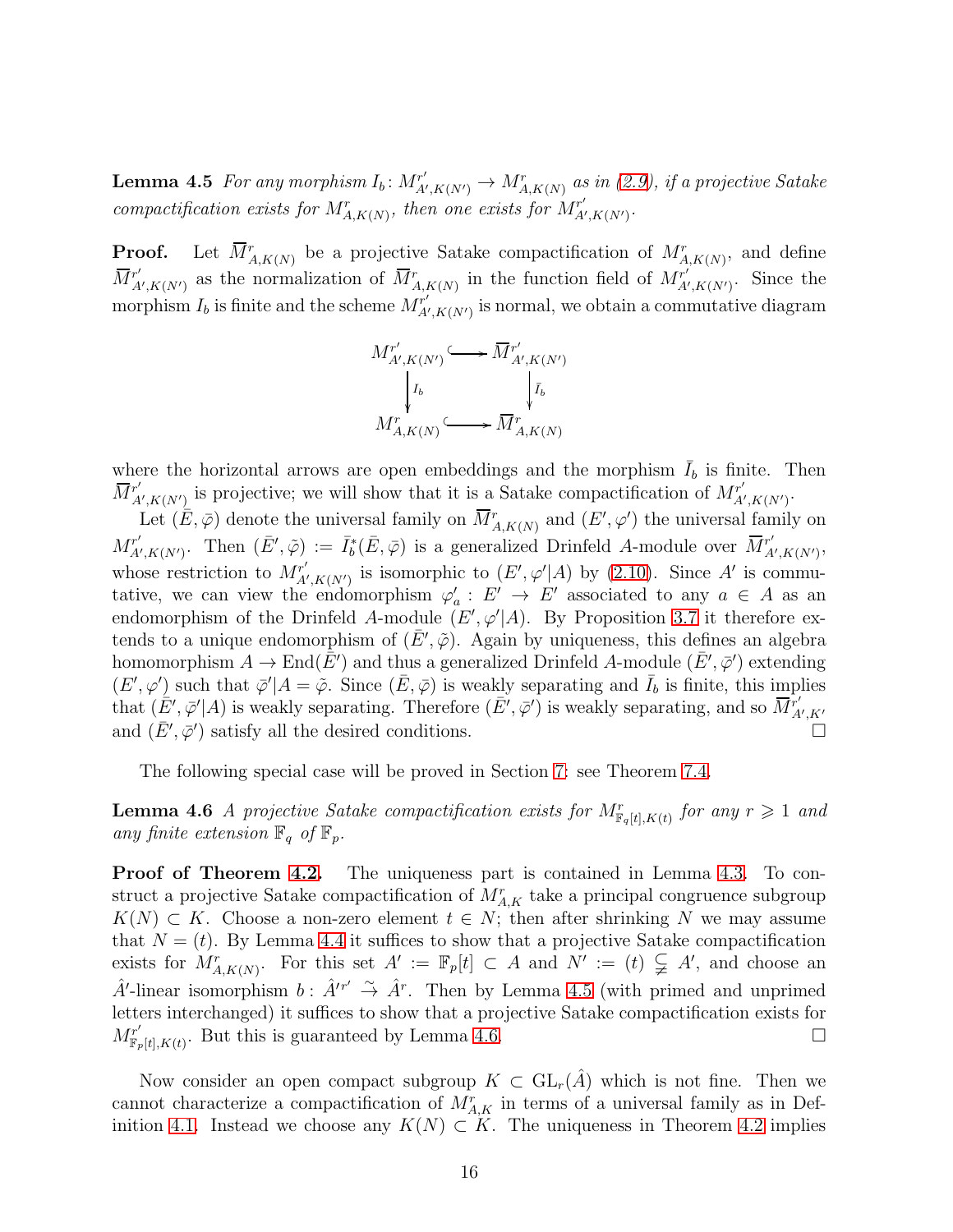**Lemma 4.5** *For any morphism $I_b\colon M^{r'}_{A',K(N')} \to M^r_{A,K(N)}$ as in (2.9), if a projective Satake compactification exists for $M^r_{A,K(N)}$, then one exists for $M^{r'}_{A',K(N')}$.*

**Proof.** Let $\overline{M}^r_{A,K(N)}$ be a projective Satake compactification of $M^r_{A,K(N)}$, and define $\overline{M}^{r'}_{A',K(N')}$ as the normalization of $\overline{M}^r_{A,K(N)}$ in the function field of $M^{r'}_{A',K(N')}$. Since the morphism $I_b$ is finite and the scheme $M^{r'}_{A',K(N')}$ is normal, we obtain a commutative diagram

$$
\begin{array}{ccc}
M^{r'}_{A',K(N')} & \hookrightarrow & \overline{M}^{r'}_{A',K(N')} \\
\downarrow{\scriptstyle I_b} & & \downarrow{\scriptstyle \bar{I}_b} \\
M^r_{A,K(N)} & \hookrightarrow & \overline{M}^r_{A,K(N)}
\end{array}
$$

where the horizontal arrows are open embeddings and the morphism $\bar{I}_b$ is finite. Then $\overline{M}^{r'}_{A',K(N')}$ is projective; we will show that it is a Satake compactification of $M^{r'}_{A',K(N')}$.

Let $(\bar{E},\bar{\varphi})$ denote the universal family on $\overline{M}^r_{A,K(N)}$ and $(E',\varphi')$ the universal family on $M^{r'}_{A',K(N')}$. Then $(\bar{E}',\tilde{\varphi}) := \bar{I}_b^*(\bar{E},\bar{\varphi})$ is a generalized Drinfeld $A$-module over $\overline{M}^{r'}_{A',K(N')}$, whose restriction to $M^{r'}_{A',K(N')}$ is isomorphic to $(E',\varphi'|A)$ by (2.10). Since $A'$ is commutative, we can view the endomorphism $\varphi'_a : E' \to E'$ associated to any $a \in A$ as an endomorphism of the Drinfeld $A$-module $(E',\varphi'|A)$. By Proposition 3.7 it therefore extends to a unique endomorphism of $(\bar{E}',\tilde{\varphi})$. Again by uniqueness, this defines an algebra homomorphism $A \to \operatorname{End}(\bar{E}')$ and thus a generalized Drinfeld $A$-module $(\bar{E}',\bar{\varphi}')$ extending $(E',\varphi')$ such that $\bar{\varphi}'|A = \tilde{\varphi}$. Since $(\bar{E},\bar{\varphi})$ is weakly separating and $\bar{I}_b$ is finite, this implies that $(\bar{E}',\bar{\varphi}'|A)$ is weakly separating. Therefore $(\bar{E}',\bar{\varphi}')$ is weakly separating, and so $\overline{M}^{r'}_{A',K'}$ and $(\bar{E}',\bar{\varphi}')$ satisfy all the desired conditions. $\square$

The following special case will be proved in Section 7: see Theorem 7.4.

**Lemma 4.6** *A projective Satake compactification exists for $M^r_{\mathbb{F}_q[t],K(t)}$ for any $r \geqslant 1$ and any finite extension $\mathbb{F}_q$ of $\mathbb{F}_p$.*

**Proof of Theorem 4.2.** The uniqueness part is contained in Lemma 4.3. To construct a projective Satake compactification of $M^r_{A,K}$ take a principal congruence subgroup $K(N) \subset K$. Choose a non-zero element $t \in N$; then after shrinking $N$ we may assume that $N = (t)$. By Lemma 4.4 it suffices to show that a projective Satake compactification exists for $M^r_{A,K(N)}$. For this set $A' := \mathbb{F}_p[t] \subset A$ and $N' := (t) \subsetneqq A'$, and choose an $\hat{A}'$-linear isomorphism $b\colon \hat{A}'^{r'} \xrightarrow{\sim} \hat{A}^r$. Then by Lemma 4.5 (with primed and unprimed letters interchanged) it suffices to show that a projective Satake compactification exists for $M^{r'}_{\mathbb{F}_p[t],K(t)}$. But this is guaranteed by Lemma 4.6. $\square$

Now consider an open compact subgroup $K \subset \mathrm{GL}_r(\hat{A})$ which is not fine. Then we cannot characterize a compactification of $M^r_{A,K}$ in terms of a universal family as in Definition 4.1. Instead we choose any $K(N) \subset K$. The uniqueness in Theorem 4.2 implies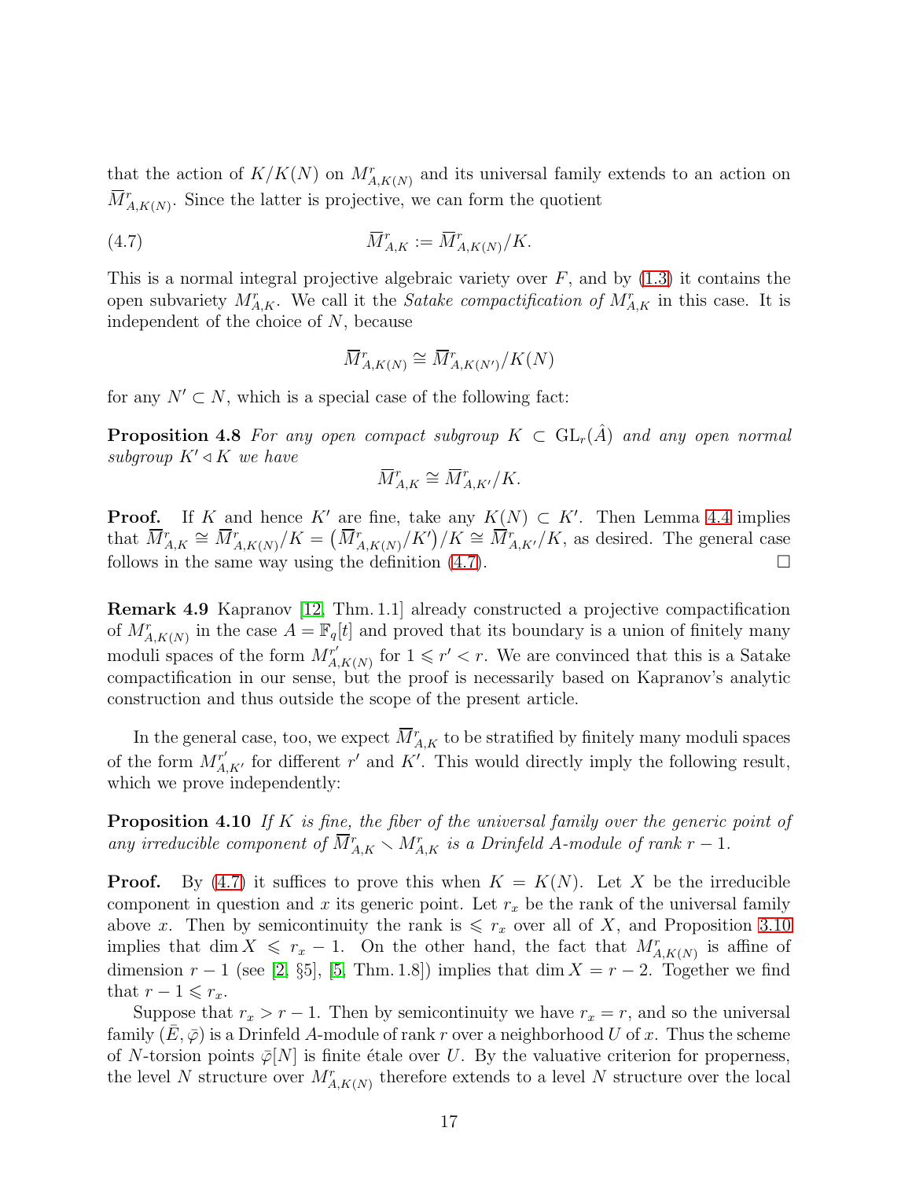that the action of $K/K(N)$ on $M^r_{A,K(N)}$ and its universal family extends to an action on $\overline{M}^r_{A,K(N)}$. Since the latter is projective, we can form the quotient

$$\overline{M}^r_{A,K} := \overline{M}^r_{A,K(N)}/K. \tag{4.7}$$

This is a normal integral projective algebraic variety over $F$, and by (1.3) it contains the open subvariety $M^r_{A,K}$. We call it the *Satake compactification of* $M^r_{A,K}$ in this case. It is independent of the choice of $N$, because

$$\overline{M}^r_{A,K(N)} \cong \overline{M}^r_{A,K(N')}/K(N)$$

for any $N' \subset N$, which is a special case of the following fact:

**Proposition 4.8** *For any open compact subgroup $K \subset \mathrm{GL}_r(\hat{A})$ and any open normal subgroup $K' \triangleleft K$ we have*

$$\overline{M}^r_{A,K} \cong \overline{M}^r_{A,K'}/K.$$

**Proof.** If $K$ and hence $K'$ are fine, take any $K(N) \subset K'$. Then Lemma 4.4 implies that $\overline{M}^r_{A,K} \cong \overline{M}^r_{A,K(N)}/K = \big(\overline{M}^r_{A,K(N)}/K'\big)/K \cong \overline{M}^r_{A,K'}/K$, as desired. The general case follows in the same way using the definition (4.7). $\square$

**Remark 4.9** Kapranov [12, Thm. 1.1] already constructed a projective compactification of $M^r_{A,K(N)}$ in the case $A = \mathbb{F}_q[t]$ and proved that its boundary is a union of finitely many moduli spaces of the form $M^{r'}_{A,K(N)}$ for $1 \leqslant r' < r$. We are convinced that this is a Satake compactification in our sense, but the proof is necessarily based on Kapranov's analytic construction and thus outside the scope of the present article.

In the general case, too, we expect $\overline{M}^r_{A,K}$ to be stratified by finitely many moduli spaces of the form $M^{r'}_{A,K'}$ for different $r'$ and $K'$. This would directly imply the following result, which we prove independently:

**Proposition 4.10** *If $K$ is fine, the fiber of the universal family over the generic point of any irreducible component of $\overline{M}^r_{A,K} \smallsetminus M^r_{A,K}$ is a Drinfeld $A$-module of rank $r-1$.*

**Proof.** By (4.7) it suffices to prove this when $K = K(N)$. Let $X$ be the irreducible component in question and $x$ its generic point. Let $r_x$ be the rank of the universal family above $x$. Then by semicontinuity the rank is $\leqslant r_x$ over all of $X$, and Proposition 3.10 implies that $\dim X \leqslant r_x - 1$. On the other hand, the fact that $M^r_{A,K(N)}$ is affine of dimension $r-1$ (see [2, §5], [5, Thm. 1.8]) implies that $\dim X = r-2$. Together we find that $r - 1 \leqslant r_x$.

Suppose that $r_x > r-1$. Then by semicontinuity we have $r_x = r$, and so the universal family $(\bar{E}, \bar{\varphi})$ is a Drinfeld $A$-module of rank $r$ over a neighborhood $U$ of $x$. Thus the scheme of $N$-torsion points $\bar{\varphi}[N]$ is finite étale over $U$. By the valuative criterion for properness, the level $N$ structure over $M^r_{A,K(N)}$ therefore extends to a level $N$ structure over the local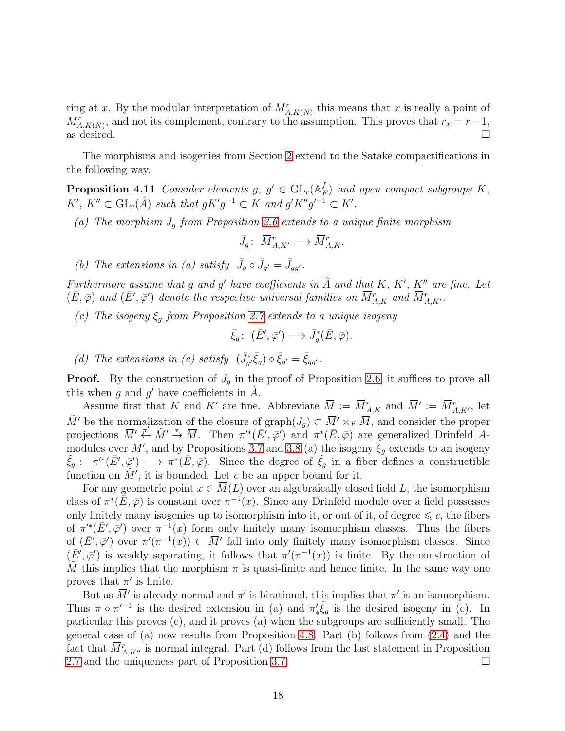ring at $x$. By the modular interpretation of $M^r_{A,K(N)}$ this means that $x$ is really a point of $M^r_{A,K(N)}$, and not its complement, contrary to the assumption. This proves that $r_x = r-1$, as desired. $\square$

The morphisms and isogenies from Section 2 extend to the Satake compactifications in the following way.

**Proposition 4.11** *Consider elements $g$, $g' \in \mathrm{GL}_r(\mathbb{A}^f_F)$ and open compact subgroups $K$, $K'$, $K'' \subset \mathrm{GL}_r(\hat{A})$ such that $gK'g^{-1} \subset K$ and $g'K''g'^{-1} \subset K'$.*

*(a) The morphism $J_g$ from Proposition 2.6 extends to a unique finite morphism*

$$\bar{J}_g\colon\ \overline{M}^r_{A,K'} \longrightarrow \overline{M}^r_{A,K}.$$

*(b) The extensions in (a) satisfy $\bar{J}_g \circ \bar{J}_{g'} = \bar{J}_{gg'}$.*

*Furthermore assume that $g$ and $g'$ have coefficients in $\hat{A}$ and that $K$, $K'$, $K''$ are fine. Let $(\bar{E}, \bar{\varphi})$ and $(\bar{E}', \bar{\varphi}')$ denote the respective universal families on $\overline{M}^r_{A,K}$ and $\overline{M}^r_{A,K'}$.*

*(c) The isogeny $\xi_g$ from Proposition 2.7 extends to a unique isogeny*

$$\bar{\xi}_g\colon\ (\bar{E}', \bar{\varphi}') \longrightarrow \bar{J}_g^*(\bar{E}, \bar{\varphi}).$$

*(d) The extensions in (c) satisfy $(\bar{J}_{g'}^*\bar{\xi}_g) \circ \bar{\xi}_{g'} = \bar{\xi}_{gg'}$.*

**Proof.** By the construction of $J_g$ in the proof of Proposition 2.6, it suffices to prove all this when $g$ and $g'$ have coefficients in $\hat{A}$.

Assume first that $K$ and $K'$ are fine. Abbreviate $\overline{M} := \overline{M}^r_{A,K}$ and $\overline{M}' := \overline{M}^r_{A,K'}$, let $\tilde{M}'$ be the normalization of the closure of $\mathrm{graph}(J_g) \subset \overline{M}' \times_F \overline{M}$, and consider the proper projections $\overline{M}' \stackrel{\pi'}{\leftarrow} \tilde{M}' \stackrel{\pi}{\rightarrow} \overline{M}$. Then $\pi'^*(\bar{E}', \bar{\varphi}')$ and $\pi^*(\bar{E}, \bar{\varphi})$ are generalized Drinfeld $A$-modules over $\tilde{M}'$, and by Propositions 3.7 and 3.8 (a) the isogeny $\xi_g$ extends to an isogeny $\tilde{\xi}_g :\ \pi'^*(\bar{E}', \bar{\varphi}') \longrightarrow \pi^*(\bar{E}, \bar{\varphi})$. Since the degree of $\tilde{\xi}_g$ in a fiber defines a constructible function on $\tilde{M}'$, it is bounded. Let $c$ be an upper bound for it.

For any geometric point $x \in \overline{M}(L)$ over an algebraically closed field $L$, the isomorphism class of $\pi^*(\bar{E}, \bar{\varphi})$ is constant over $\pi^{-1}(x)$. Since any Drinfeld module over a field possesses only finitely many isogenies up to isomorphism into it, or out of it, of degree $\leqslant c$, the fibers of $\pi'^*(\bar{E}', \bar{\varphi}')$ over $\pi^{-1}(x)$ form only finitely many isomorphism classes. Thus the fibers of $(\bar{E}', \bar{\varphi}')$ over $\pi'(\pi^{-1}(x)) \subset \overline{M}'$ fall into only finitely many isomorphism classes. Since $(\bar{E}', \bar{\varphi}')$ is weakly separating, it follows that $\pi'(\pi^{-1}(x))$ is finite. By the construction of $\tilde{M}$ this implies that the morphism $\pi$ is quasi-finite and hence finite. In the same way one proves that $\pi'$ is finite.

But as $\overline{M}'$ is already normal and $\pi'$ is birational, this implies that $\pi'$ is an isomorphism. Thus $\pi \circ \pi'^{-1}$ is the desired extension in (a) and $\pi'_*\tilde{\xi}_g$ is the desired isogeny in (c). In particular this proves (c), and it proves (a) when the subgroups are sufficiently small. The general case of (a) now results from Proposition 4.8. Part (b) follows from (2.4) and the fact that $\overline{M}^r_{A,K''}$ is normal integral. Part (d) follows from the last statement in Proposition 2.7 and the uniqueness part of Proposition 3.7. $\square$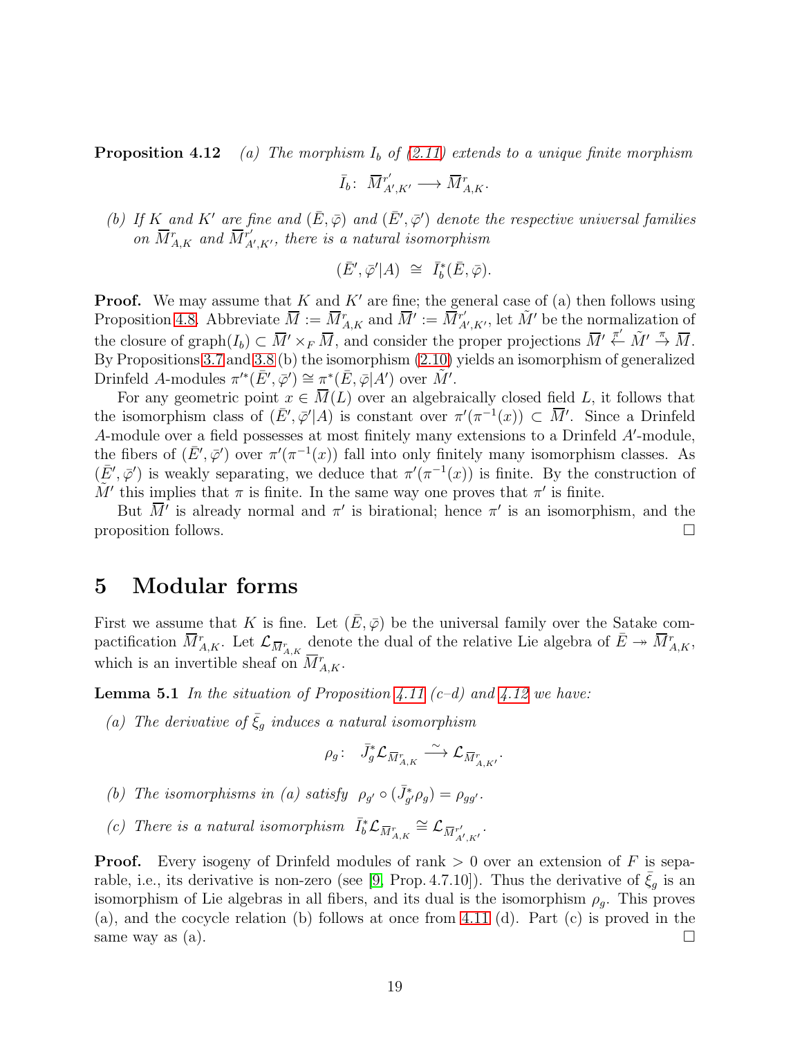**Proposition 4.12** *(a) The morphism $I_b$ of (2.11) extends to a unique finite morphism*

$$\bar{I}_b\colon\ \overline{M}{}^{r'}_{A',K'} \longrightarrow \overline{M}{}^{r}_{A,K}.$$

*(b) If $K$ and $K'$ are fine and $(\bar{E},\bar{\varphi})$ and $(\bar{E}',\bar{\varphi}')$ denote the respective universal families on $\overline{M}{}^{r}_{A,K}$ and $\overline{M}{}^{r'}_{A',K'}$, there is a natural isomorphism*

$$(\bar{E}',\bar{\varphi}'|A)\ \cong\ \bar{I}_b^*(\bar{E},\bar{\varphi}).$$

**Proof.** We may assume that $K$ and $K'$ are fine; the general case of (a) then follows using Proposition 4.8. Abbreviate $\overline{M} := \overline{M}{}^{r}_{A,K}$ and $\overline{M}' := \overline{M}{}^{r'}_{A',K'}$, let $\tilde{M}'$ be the normalization of the closure of $\mathrm{graph}(I_b) \subset \overline{M}' \times_F \overline{M}$, and consider the proper projections $\overline{M}' \stackrel{\pi'}{\leftarrow} \tilde{M}' \stackrel{\pi}{\to} \overline{M}$. By Propositions 3.7 and 3.8 (b) the isomorphism (2.10) yields an isomorphism of generalized Drinfeld $A$-modules $\pi'^*(\bar{E}',\bar{\varphi}') \cong \pi^*(\bar{E},\bar{\varphi}|A')$ over $\tilde{M}'$.

For any geometric point $x \in \overline{M}(L)$ over an algebraically closed field $L$, it follows that the isomorphism class of $(\bar{E}',\bar{\varphi}'|A)$ is constant over $\pi'(\pi^{-1}(x)) \subset \overline{M}'$. Since a Drinfeld $A$-module over a field possesses at most finitely many extensions to a Drinfeld $A'$-module, the fibers of $(\bar{E}',\bar{\varphi}')$ over $\pi'(\pi^{-1}(x))$ fall into only finitely many isomorphism classes. As $(\bar{E}',\bar{\varphi}')$ is weakly separating, we deduce that $\pi'(\pi^{-1}(x))$ is finite. By the construction of $\tilde{M}'$ this implies that $\pi$ is finite. In the same way one proves that $\pi'$ is finite.

But $\overline{M}'$ is already normal and $\pi'$ is birational; hence $\pi'$ is an isomorphism, and the proposition follows. $\square$

# 5 Modular forms

First we assume that $K$ is fine. Let $(\bar{E},\bar{\varphi})$ be the universal family over the Satake compactification $\overline{M}{}^{r}_{A,K}$. Let $\mathcal{L}_{\overline{M}{}^{r}_{A,K}}$ denote the dual of the relative Lie algebra of $\bar{E} \twoheadrightarrow \overline{M}{}^{r}_{A,K}$, which is an invertible sheaf on $\overline{M}{}^{r}_{A,K}$.

**Lemma 5.1** *In the situation of Proposition 4.11 (c–d) and 4.12 we have:*

*(a) The derivative of $\bar{\xi}_g$ induces a natural isomorphism*

$$\rho_g\colon\ \ \bar{J}_g^*\mathcal{L}_{\overline{M}{}^{r}_{A,K}} \stackrel{\sim}{\longrightarrow} \mathcal{L}_{\overline{M}{}^{r}_{A,K'}}.$$

*(b) The isomorphisms in (a) satisfy $\rho_{g'} \circ (\bar{J}_{g'}^*\rho_g) = \rho_{gg'}$.*

*(c) There is a natural isomorphism $\bar{I}_b^*\mathcal{L}_{\overline{M}{}^{r}_{A,K}} \cong \mathcal{L}_{\overline{M}{}^{r'}_{A',K'}}$.*

**Proof.** Every isogeny of Drinfeld modules of rank $> 0$ over an extension of $F$ is separable, i.e., its derivative is non-zero (see [9, Prop. 4.7.10]). Thus the derivative of $\bar{\xi}_g$ is an isomorphism of Lie algebras in all fibers, and its dual is the isomorphism $\rho_g$. This proves (a), and the cocycle relation (b) follows at once from 4.11 (d). Part (c) is proved in the same way as (a). $\square$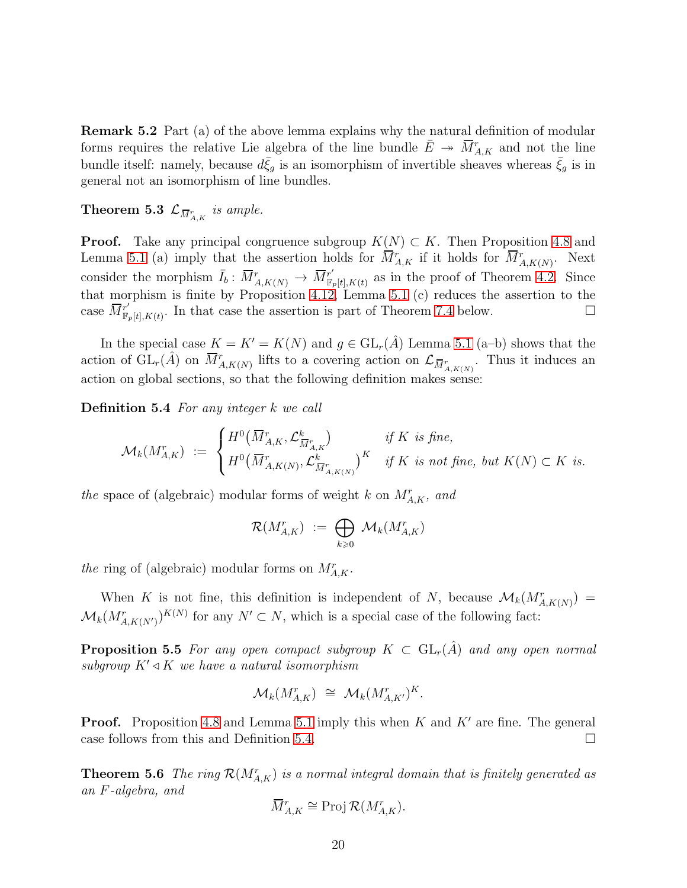**Remark 5.2** Part (a) of the above lemma explains why the natural definition of modular forms requires the relative Lie algebra of the line bundle $\bar{E} \twoheadrightarrow \overline{M}^r_{A,K}$ and not the line bundle itself: namely, because $d\bar{\xi}_g$ is an isomorphism of invertible sheaves whereas $\bar{\xi}_g$ is in general not an isomorphism of line bundles.

**Theorem 5.3** *$\mathcal{L}_{\overline{M}^r_{A,K}}$ is ample.*

**Proof.** Take any principal congruence subgroup $K(N) \subset K$. Then Proposition 4.8 and Lemma 5.1 (a) imply that the assertion holds for $\overline{M}^r_{A,K}$ if it holds for $\overline{M}^r_{A,K(N)}$. Next consider the morphism $\bar{I}_b \colon \overline{M}^r_{A,K(N)} \to \overline{M}^{r'}_{\mathbb{F}_p[t],K(t)}$ as in the proof of Theorem 4.2. Since that morphism is finite by Proposition 4.12, Lemma 5.1 (c) reduces the assertion to the case $\overline{M}^{r'}_{\mathbb{F}_p[t],K(t)}$. In that case the assertion is part of Theorem 7.4 below. $\square$

In the special case $K = K' = K(N)$ and $g \in \mathrm{GL}_r(\hat{A})$ Lemma 5.1 (a–b) shows that the action of $\mathrm{GL}_r(\hat{A})$ on $\overline{M}^r_{A,K(N)}$ lifts to a covering action on $\mathcal{L}_{\overline{M}^r_{A,K(N)}}$. Thus it induces an action on global sections, so that the following definition makes sense:

**Definition 5.4** *For any integer $k$ we call*

$$\mathcal{M}_k(M^r_{A,K}) \;:=\; \begin{cases} H^0\big(\overline{M}^r_{A,K}, \mathcal{L}^k_{\overline{M}^r_{A,K}}\big) & \text{if } K \text{ is fine,} \\ H^0\big(\overline{M}^r_{A,K(N)}, \mathcal{L}^k_{\overline{M}^r_{A,K(N)}}\big)^K & \text{if } K \text{ is not fine, but } K(N) \subset K \text{ is.} \end{cases}$$

*the* space of (algebraic) modular forms of weight $k$ on $M^r_{A,K}$, *and*

$$\mathcal{R}(M^r_{A,K}) \;:=\; \bigoplus_{k \geqslant 0} \mathcal{M}_k(M^r_{A,K})$$

*the* ring of (algebraic) modular forms on $M^r_{A,K}$.

When $K$ is not fine, this definition is independent of $N$, because $\mathcal{M}_k(M^r_{A,K(N)}) = \mathcal{M}_k(M^r_{A,K(N')})^{K(N)}$ for any $N' \subset N$, which is a special case of the following fact:

**Proposition 5.5** *For any open compact subgroup $K \subset \mathrm{GL}_r(\hat{A})$ and any open normal subgroup $K' \triangleleft K$ we have a natural isomorphism*

$$\mathcal{M}_k(M^r_{A,K}) \;\cong\; \mathcal{M}_k(M^r_{A,K'})^K.$$

**Proof.** Proposition 4.8 and Lemma 5.1 imply this when $K$ and $K'$ are fine. The general case follows from this and Definition 5.4. $\square$

**Theorem 5.6** *The ring $\mathcal{R}(M^r_{A,K})$ is a normal integral domain that is finitely generated as an $F$-algebra, and*

$$\overline{M}^r_{A,K} \cong \mathrm{Proj}\,\mathcal{R}(M^r_{A,K}).$$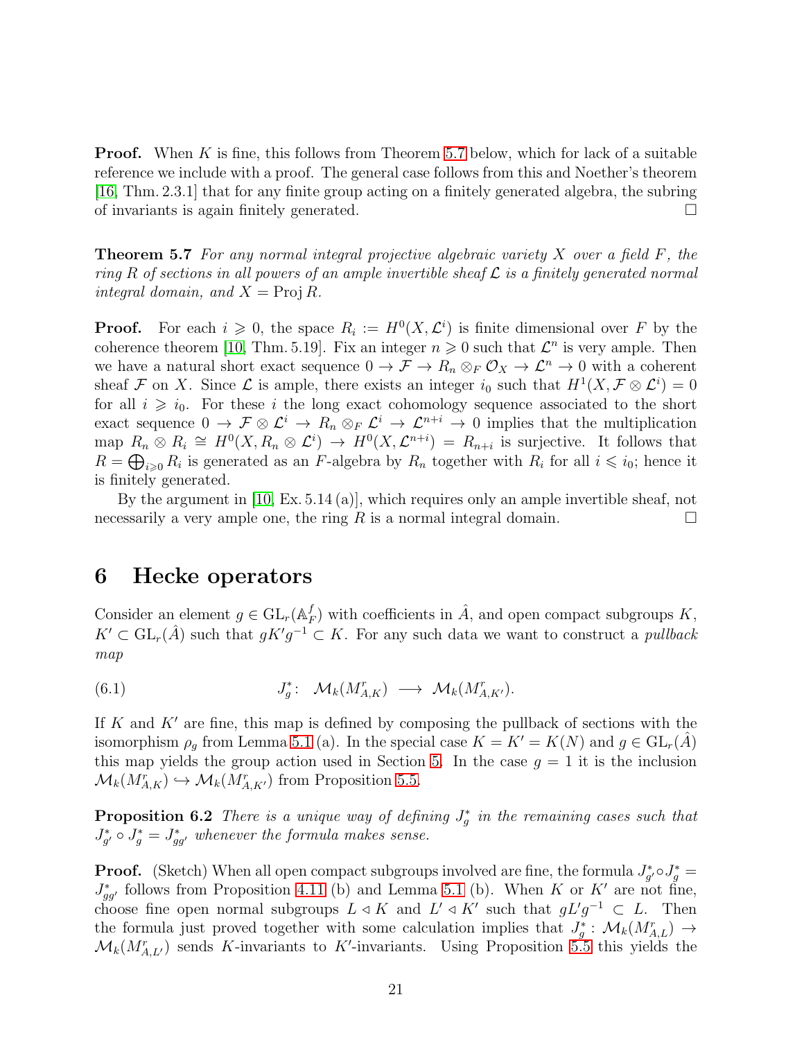**Proof.** When $K$ is fine, this follows from Theorem 5.7 below, which for lack of a suitable reference we include with a proof. The general case follows from this and Noether's theorem [16, Thm. 2.3.1] that for any finite group acting on a finitely generated algebra, the subring of invariants is again finitely generated. $\square$

**Theorem 5.7** *For any normal integral projective algebraic variety $X$ over a field $F$, the ring $R$ of sections in all powers of an ample invertible sheaf $\mathcal{L}$ is a finitely generated normal integral domain, and $X = \operatorname{Proj} R$.*

**Proof.** For each $i \geqslant 0$, the space $R_i := H^0(X, \mathcal{L}^i)$ is finite dimensional over $F$ by the coherence theorem [10, Thm. 5.19]. Fix an integer $n \geqslant 0$ such that $\mathcal{L}^n$ is very ample. Then we have a natural short exact sequence $0 \to \mathcal{F} \to R_n \otimes_F \mathcal{O}_X \to \mathcal{L}^n \to 0$ with a coherent sheaf $\mathcal{F}$ on $X$. Since $\mathcal{L}$ is ample, there exists an integer $i_0$ such that $H^1(X, \mathcal{F} \otimes \mathcal{L}^i) = 0$ for all $i \geqslant i_0$. For these $i$ the long exact cohomology sequence associated to the short exact sequence $0 \to \mathcal{F} \otimes \mathcal{L}^i \to R_n \otimes_F \mathcal{L}^i \to \mathcal{L}^{n+i} \to 0$ implies that the multiplication map $R_n \otimes R_i \cong H^0(X, R_n \otimes \mathcal{L}^i) \to H^0(X, \mathcal{L}^{n+i}) = R_{n+i}$ is surjective. It follows that $R = \bigoplus_{i \geqslant 0} R_i$ is generated as an $F$-algebra by $R_n$ together with $R_i$ for all $i \leqslant i_0$; hence it is finitely generated.

By the argument in [10, Ex. 5.14 (a)], which requires only an ample invertible sheaf, not necessarily a very ample one, the ring $R$ is a normal integral domain. $\square$

## 6 Hecke operators

Consider an element $g \in \mathrm{GL}_r(\mathbb{A}_F^f)$ with coefficients in $\hat{A}$, and open compact subgroups $K$, $K' \subset \mathrm{GL}_r(\hat{A})$ such that $gK'g^{-1} \subset K$. For any such data we want to construct a *pullback map*

$$J_g^*\colon\ \mathcal{M}_k(M_{A,K}^r) \longrightarrow \mathcal{M}_k(M_{A,K'}^r). \tag{6.1}$$

If $K$ and $K'$ are fine, this map is defined by composing the pullback of sections with the isomorphism $\rho_g$ from Lemma 5.1 (a). In the special case $K = K' = K(N)$ and $g \in \mathrm{GL}_r(\hat{A})$ this map yields the group action used in Section 5. In the case $g = 1$ it is the inclusion $\mathcal{M}_k(M_{A,K}^r) \hookrightarrow \mathcal{M}_k(M_{A,K'}^r)$ from Proposition 5.5.

**Proposition 6.2** *There is a unique way of defining $J_g^*$ in the remaining cases such that $J_{g'}^* \circ J_g^* = J_{gg'}^*$ whenever the formula makes sense.*

**Proof.** (Sketch) When all open compact subgroups involved are fine, the formula $J_{g'}^* \circ J_g^* = J_{gg'}^*$ follows from Proposition 4.11 (b) and Lemma 5.1 (b). When $K$ or $K'$ are not fine, choose fine open normal subgroups $L \triangleleft K$ and $L' \triangleleft K'$ such that $gL'g^{-1} \subset L$. Then the formula just proved together with some calculation implies that $J_g^*\colon \mathcal{M}_k(M_{A,L}^r) \to \mathcal{M}_k(M_{A,L'}^r)$ sends $K$-invariants to $K'$-invariants. Using Proposition 5.5 this yields the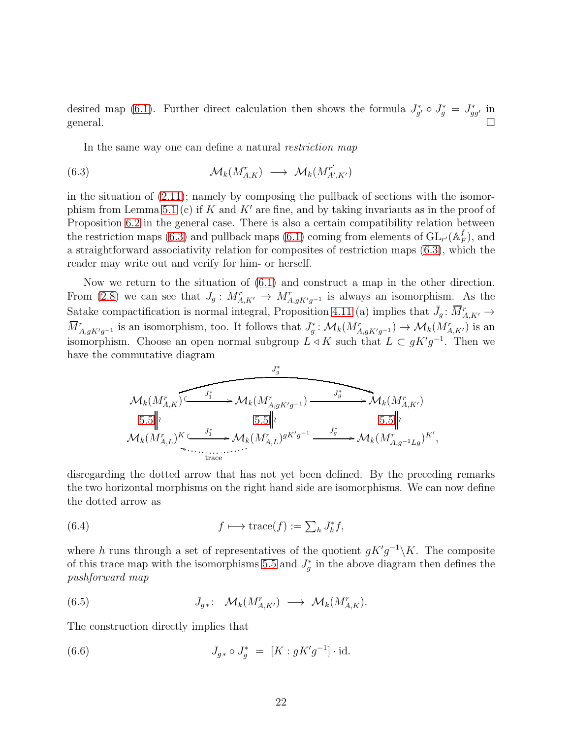desired map (6.1). Further direct calculation then shows the formula $J_{g'}^* \circ J_g^* = J_{gg'}^*$ in general. $\square$

In the same way one can define a natural *restriction map*

$$\mathcal{M}_k(M^r_{A,K}) \longrightarrow \mathcal{M}_k(M^{r'}_{A',K'}) \tag{6.3}$$

in the situation of (2.11); namely by composing the pullback of sections with the isomorphism from Lemma 5.1 (c) if $K$ and $K'$ are fine, and by taking invariants as in the proof of Proposition 6.2 in the general case. There is also a certain compatibility relation between the restriction maps (6.3) and pullback maps (6.1) coming from elements of $\mathrm{GL}_{r'}(\mathbb{A}_F^f)$, and a straightforward associativity relation for composites of restriction maps (6.3), which the reader may write out and verify for him- or herself.

Now we return to the situation of (6.1) and construct a map in the other direction. From (2.8) we can see that $J_g : M^r_{A,K'} \to M^r_{A,gK'g^{-1}}$ is always an isomorphism. As the Satake compactification is normal integral, Proposition 4.11 (a) implies that $\bar{J}_g \colon \overline{M}^r_{A,K'} \to \overline{M}^r_{A,gK'g^{-1}}$ is an isomorphism, too. It follows that $J_g^* \colon \mathcal{M}_k(M^r_{A,gK'g^{-1}}) \to \mathcal{M}_k(M^r_{A,K'})$ is an isomorphism. Choose an open normal subgroup $L \triangleleft K$ such that $L \subset gK'g^{-1}$. Then we have the commutative diagram

$$\begin{array}{ccccc}
\mathcal{M}_k(M^r_{A,K}) & \xhookrightarrow{J_1^*} & \mathcal{M}_k(M^r_{A,gK'g^{-1}}) & \xrightarrow{J_g^*} & \mathcal{M}_k(M^r_{A,K'}) \\
\| \wr \ \scriptstyle{5.5} & & \| \wr \ \scriptstyle{5.5} & & \| \wr \ \scriptstyle{5.5} \\
\mathcal{M}_k(M^r_{A,L})^K & \xhookrightarrow{J_1^*} & \mathcal{M}_k(M^r_{A,L})^{gK'g^{-1}} & \xrightarrow{J_g^*} & \mathcal{M}_k(M^r_{A,g^{-1}Lg})^{K'},
\end{array}$$

(with the composite $J_g^*$ of the top row drawn as a curved arrow, and a dotted arrow labelled "trace" from $\mathcal{M}_k(M^r_{A,L})^{gK'g^{-1}}$ to $\mathcal{M}_k(M^r_{A,L})^K$)

disregarding the dotted arrow that has not yet been defined. By the preceding remarks the two horizontal morphisms on the right hand side are isomorphisms. We can now define the dotted arrow as

$$f \longmapsto \mathrm{trace}(f) := \textstyle\sum_h J_h^* f, \tag{6.4}$$

where $h$ runs through a set of representatives of the quotient $gK'g^{-1}\backslash K$. The composite of this trace map with the isomorphisms 5.5 and $J_g^*$ in the above diagram then defines the *pushforward map*

$$J_{g*} \colon \ \ \mathcal{M}_k(M^r_{A,K'}) \longrightarrow \mathcal{M}_k(M^r_{A,K}). \tag{6.5}$$

The construction directly implies that

$$J_{g*} \circ J_g^* \ = \ [K : gK'g^{-1}] \cdot \mathrm{id}. \tag{6.6}$$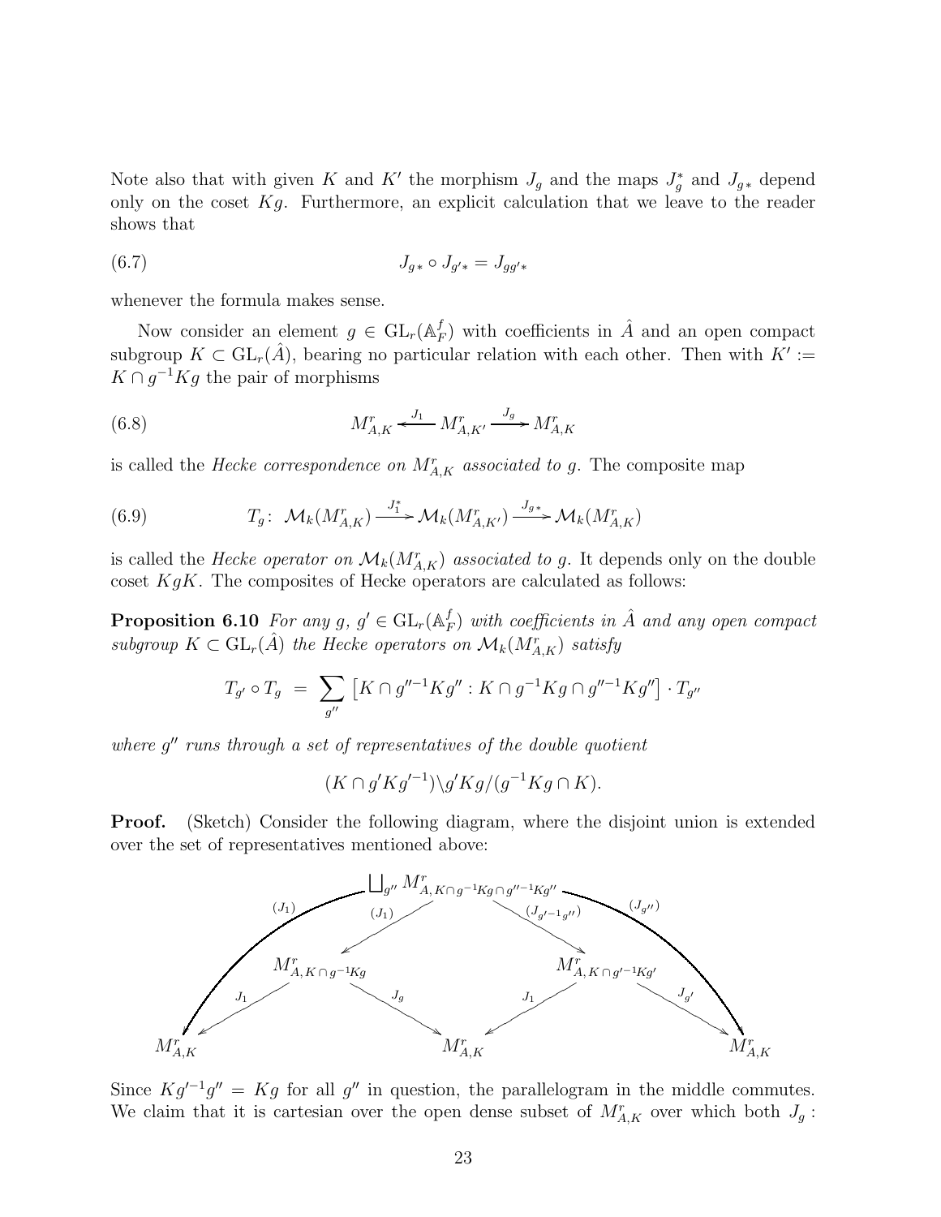Note also that with given $K$ and $K'$ the morphism $J_g$ and the maps $J_g^*$ and $J_{g*}$ depend only on the coset $Kg$. Furthermore, an explicit calculation that we leave to the reader shows that

$$J_{g*} \circ J_{g'*} = J_{gg'*} \tag{6.7}$$

whenever the formula makes sense.

Now consider an element $g \in \mathrm{GL}_r(\mathbb{A}_F^f)$ with coefficients in $\hat{A}$ and an open compact subgroup $K \subset \mathrm{GL}_r(\hat{A})$, bearing no particular relation with each other. Then with $K' := K \cap g^{-1}Kg$ the pair of morphisms

$$M^r_{A,K} \xleftarrow{\ J_1\ } M^r_{A,K'} \xrightarrow{\ J_g\ } M^r_{A,K} \tag{6.8}$$

is called the *Hecke correspondence on $M^r_{A,K}$ associated to $g$*. The composite map

$$T_g\colon\ \mathcal{M}_k(M^r_{A,K}) \xrightarrow{\ J_1^*\ } \mathcal{M}_k(M^r_{A,K'}) \xrightarrow{\ J_{g*}\ } \mathcal{M}_k(M^r_{A,K}) \tag{6.9}$$

is called the *Hecke operator on $\mathcal{M}_k(M^r_{A,K})$ associated to $g$*. It depends only on the double coset $KgK$. The composites of Hecke operators are calculated as follows:

**Proposition 6.10** *For any $g$, $g' \in \mathrm{GL}_r(\mathbb{A}_F^f)$ with coefficients in $\hat{A}$ and any open compact subgroup $K \subset \mathrm{GL}_r(\hat{A})$ the Hecke operators on $\mathcal{M}_k(M^r_{A,K})$ satisfy*

$$T_{g'} \circ T_g \;=\; \sum_{g''} \big[K \cap g''^{-1}Kg'' : K \cap g^{-1}Kg \cap g''^{-1}Kg''\big] \cdot T_{g''}$$

*where $g''$ runs through a set of representatives of the double quotient*

$$(K \cap g'Kg'^{-1}) \backslash g'Kg / (g^{-1}Kg \cap K).$$

**Proof.** (Sketch) Consider the following diagram, where the disjoint union is extended over the set of representatives mentioned above:

$$\begin{array}{ccccccccc}
 & & & & \coprod_{g''} M^r_{A,\,K\cap g^{-1}Kg\cap g''^{-1}Kg''} & & & & \\
 & & & \swarrow^{(J_1)} & & \searrow^{(J_{g'^{-1}g''})} & & & \\
 & & M^r_{A,\,K\cap g^{-1}Kg} & & & & M^r_{A,\,K\cap g'^{-1}Kg'} & & \\
 & \swarrow^{J_1} & & \searrow^{J_g} & & \swarrow^{J_1} & & \searrow^{J_{g'}} & \\
M^r_{A,K} & & & & M^r_{A,K} & & & & M^r_{A,K}
\end{array}$$

(with outer arrows $(J_1)$ from the top to the left $M^r_{A,K}$ and $(J_{g''})$ from the top to the right $M^r_{A,K}$)

Since $Kg'^{-1}g'' = Kg$ for all $g''$ in question, the parallelogram in the middle commutes. We claim that it is cartesian over the open dense subset of $M^r_{A,K}$ over which both $J_g$ :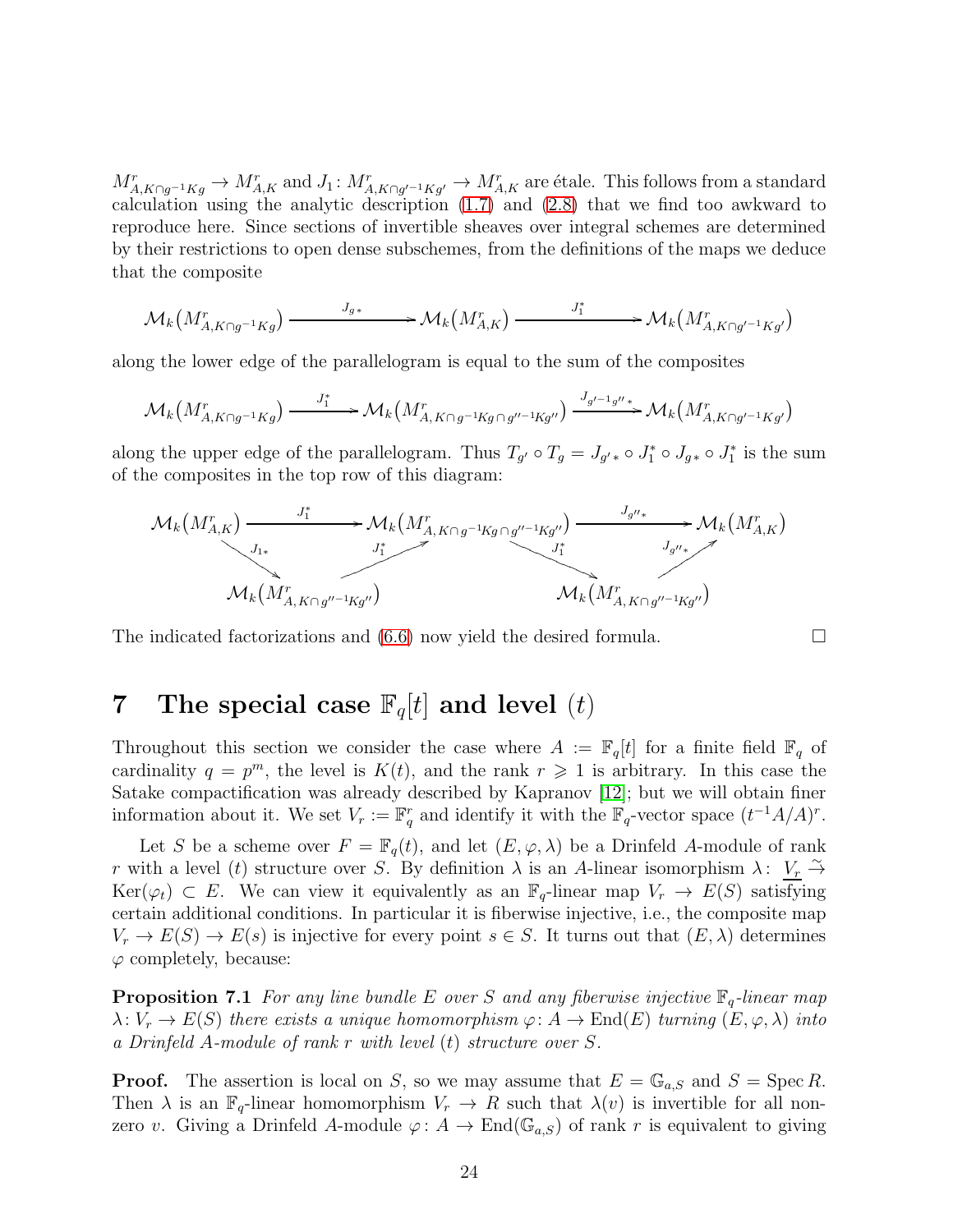$M^r_{A,K\cap g^{-1}Kg} \to M^r_{A,K}$ and $J_1\colon M^r_{A,K\cap g'^{-1}Kg'} \to M^r_{A,K}$ are étale. This follows from a standard calculation using the analytic description (1.7) and (2.8) that we find too awkward to reproduce here. Since sections of invertible sheaves over integral schemes are determined by their restrictions to open dense subschemes, from the definitions of the maps we deduce that the composite

$$\mathcal{M}_k\big(M^r_{A,K\cap g^{-1}Kg}\big) \xrightarrow{\quad J_{g\,*}\quad} \mathcal{M}_k\big(M^r_{A,K}\big) \xrightarrow{\quad J_1^*\quad} \mathcal{M}_k\big(M^r_{A,K\cap g'^{-1}Kg'}\big)$$

along the lower edge of the parallelogram is equal to the sum of the composites

$$\mathcal{M}_k\big(M^r_{A,K\cap g^{-1}Kg}\big) \xrightarrow{\quad J_1^*\quad} \mathcal{M}_k\big(M^r_{A,\,K\cap g^{-1}Kg\,\cap\, g''^{-1}Kg''}\big) \xrightarrow{\;J_{g'^{-1}g''\,*}\;} \mathcal{M}_k\big(M^r_{A,K\cap g'^{-1}Kg'}\big)$$

along the upper edge of the parallelogram. Thus $T_{g'} \circ T_g = J_{g'\,*} \circ J_1^* \circ J_{g\,*} \circ J_1^*$ is the sum of the composites in the top row of this diagram:

$$\begin{array}{ccccc}
\mathcal{M}_k\big(M^r_{A,K}\big) & \xrightarrow{\quad J_1^*\quad} & \mathcal{M}_k\big(M^r_{A,\,K\cap g^{-1}Kg\,\cap\, g''^{-1}Kg''}\big) & \xrightarrow{\quad J_{g''*}\quad} & \mathcal{M}_k\big(M^r_{A,K}\big) \\
 {\scriptstyle J_{1*}}\searrow & \nearrow{\scriptstyle J_1^*} & & {\scriptstyle J_1^*}\searrow \quad \nearrow{\scriptstyle J_{g''*}} & \\
 & \mathcal{M}_k\big(M^r_{A,\,K\cap\, g''^{-1}Kg''}\big) & & \mathcal{M}_k\big(M^r_{A,\,K\cap\, g''^{-1}Kg''}\big) &
\end{array}$$

The indicated factorizations and (6.6) now yield the desired formula. $\square$

# 7 The special case $\mathbb{F}_q[t]$ and level $(t)$

Throughout this section we consider the case where $A := \mathbb{F}_q[t]$ for a finite field $\mathbb{F}_q$ of cardinality $q = p^m$, the level is $K(t)$, and the rank $r \geqslant 1$ is arbitrary. In this case the Satake compactification was already described by Kapranov [12]; but we will obtain finer information about it. We set $V_r := \mathbb{F}_q^r$ and identify it with the $\mathbb{F}_q$-vector space $(t^{-1}A/A)^r$.

Let $S$ be a scheme over $F = \mathbb{F}_q(t)$, and let $(E,\varphi,\lambda)$ be a Drinfeld $A$-module of rank $r$ with a level $(t)$ structure over $S$. By definition $\lambda$ is an $A$-linear isomorphism $\lambda\colon\, \underline{V_r} \xrightarrow{\sim} \mathrm{Ker}(\varphi_t) \subset E$. We can view it equivalently as an $\mathbb{F}_q$-linear map $V_r \to E(S)$ satisfying certain additional conditions. In particular it is fiberwise injective, i.e., the composite map $V_r \to E(S) \to E(s)$ is injective for every point $s \in S$. It turns out that $(E,\lambda)$ determines $\varphi$ completely, because:

**Proposition 7.1** *For any line bundle $E$ over $S$ and any fiberwise injective $\mathbb{F}_q$-linear map $\lambda\colon V_r \to E(S)$ there exists a unique homomorphism $\varphi\colon A \to \mathrm{End}(E)$ turning $(E,\varphi,\lambda)$ into a Drinfeld $A$-module of rank $r$ with level $(t)$ structure over $S$.*

**Proof.** The assertion is local on $S$, so we may assume that $E = \mathbb{G}_{a,S}$ and $S = \operatorname{Spec} R$. Then $\lambda$ is an $\mathbb{F}_q$-linear homomorphism $V_r \to R$ such that $\lambda(v)$ is invertible for all nonzero $v$. Giving a Drinfeld $A$-module $\varphi\colon A \to \mathrm{End}(\mathbb{G}_{a,S})$ of rank $r$ is equivalent to giving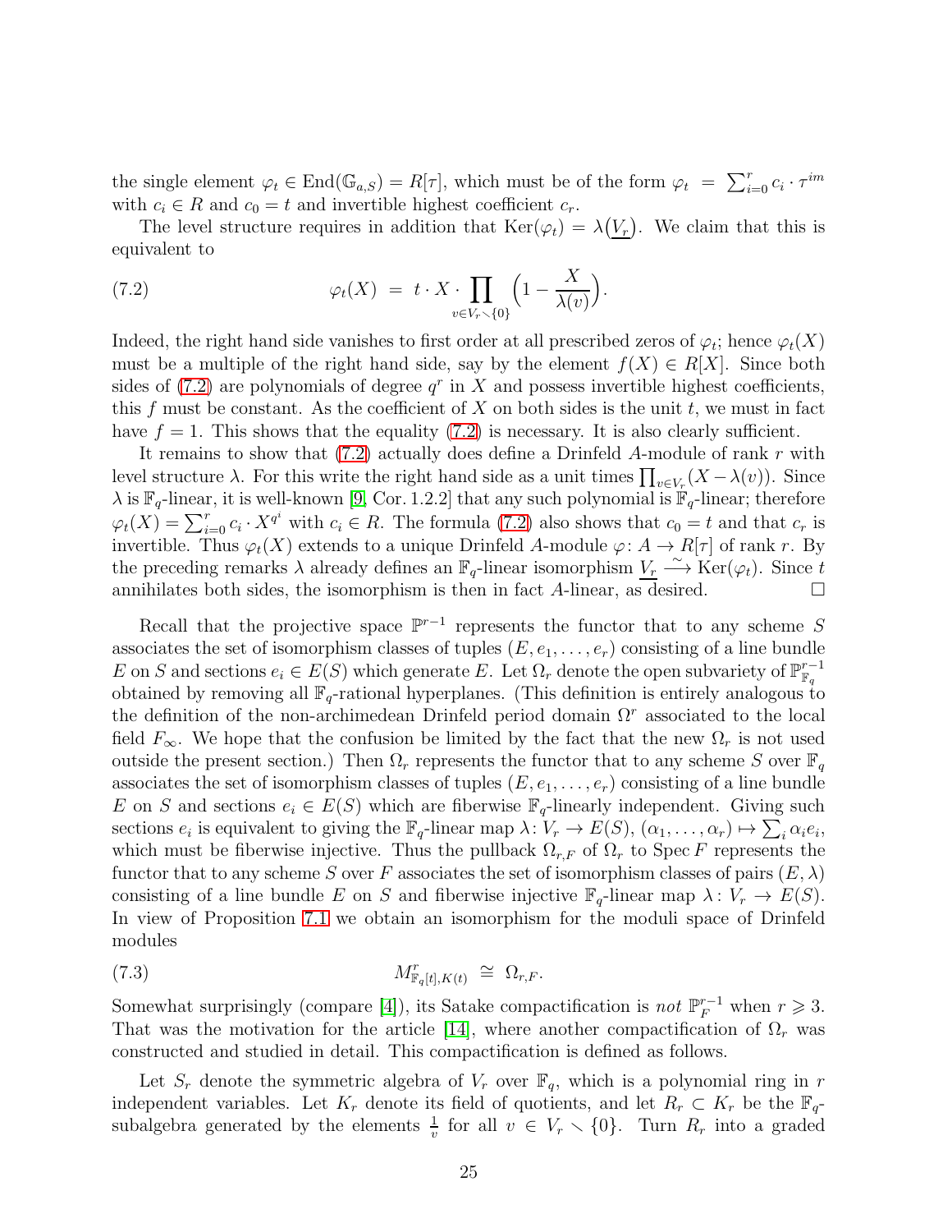the single element $\varphi_t \in \mathrm{End}(\mathbb{G}_{a,S}) = R[\tau]$, which must be of the form $\varphi_t = \sum_{i=0}^{r} c_i \cdot \tau^{im}$ with $c_i \in R$ and $c_0 = t$ and invertible highest coefficient $c_r$.

The level structure requires in addition that $\mathrm{Ker}(\varphi_t) = \lambda(\underline{V_r})$. We claim that this is equivalent to

$$\varphi_t(X) \;=\; t \cdot X \cdot \prod_{v \in V_r \smallsetminus \{0\}} \Big(1 - \frac{X}{\lambda(v)}\Big). \tag{7.2}$$

Indeed, the right hand side vanishes to first order at all prescribed zeros of $\varphi_t$; hence $\varphi_t(X)$ must be a multiple of the right hand side, say by the element $f(X) \in R[X]$. Since both sides of (7.2) are polynomials of degree $q^r$ in $X$ and possess invertible highest coefficients, this $f$ must be constant. As the coefficient of $X$ on both sides is the unit $t$, we must in fact have $f = 1$. This shows that the equality (7.2) is necessary. It is also clearly sufficient.

It remains to show that (7.2) actually does define a Drinfeld $A$-module of rank $r$ with level structure $\lambda$. For this write the right hand side as a unit times $\prod_{v \in V_r}(X - \lambda(v))$. Since $\lambda$ is $\mathbb{F}_q$-linear, it is well-known [9, Cor. 1.2.2] that any such polynomial is $\mathbb{F}_q$-linear; therefore $\varphi_t(X) = \sum_{i=0}^{r} c_i \cdot X^{q^i}$ with $c_i \in R$. The formula (7.2) also shows that $c_0 = t$ and that $c_r$ is invertible. Thus $\varphi_t(X)$ extends to a unique Drinfeld $A$-module $\varphi\colon A \to R[\tau]$ of rank $r$. By the preceding remarks $\lambda$ already defines an $\mathbb{F}_q$-linear isomorphism $\underline{V_r} \xrightarrow{\sim} \mathrm{Ker}(\varphi_t)$. Since $t$ annihilates both sides, the isomorphism is then in fact $A$-linear, as desired. $\square$

Recall that the projective space $\mathbb{P}^{r-1}$ represents the functor that to any scheme $S$ associates the set of isomorphism classes of tuples $(E, e_1, \ldots, e_r)$ consisting of a line bundle $E$ on $S$ and sections $e_i \in E(S)$ which generate $E$. Let $\Omega_r$ denote the open subvariety of $\mathbb{P}^{r-1}_{\mathbb{F}_q}$ obtained by removing all $\mathbb{F}_q$-rational hyperplanes. (This definition is entirely analogous to the definition of the non-archimedean Drinfeld period domain $\Omega^r$ associated to the local field $F_\infty$. We hope that the confusion be limited by the fact that the new $\Omega_r$ is not used outside the present section.) Then $\Omega_r$ represents the functor that to any scheme $S$ over $\mathbb{F}_q$ associates the set of isomorphism classes of tuples $(E, e_1, \ldots, e_r)$ consisting of a line bundle $E$ on $S$ and sections $e_i \in E(S)$ which are fiberwise $\mathbb{F}_q$-linearly independent. Giving such sections $e_i$ is equivalent to giving the $\mathbb{F}_q$-linear map $\lambda\colon V_r \to E(S)$, $(\alpha_1, \ldots, \alpha_r) \mapsto \sum_i \alpha_i e_i$, which must be fiberwise injective. Thus the pullback $\Omega_{r,F}$ of $\Omega_r$ to $\mathrm{Spec}\, F$ represents the functor that to any scheme $S$ over $F$ associates the set of isomorphism classes of pairs $(E, \lambda)$ consisting of a line bundle $E$ on $S$ and fiberwise injective $\mathbb{F}_q$-linear map $\lambda\colon V_r \to E(S)$. In view of Proposition 7.1 we obtain an isomorphism for the moduli space of Drinfeld modules

$$M^r_{\mathbb{F}_q[t],K(t)} \;\cong\; \Omega_{r,F}. \tag{7.3}$$

Somewhat surprisingly (compare [4]), its Satake compactification is *not* $\mathbb{P}^{r-1}_F$ when $r \geqslant 3$. That was the motivation for the article [14], where another compactification of $\Omega_r$ was constructed and studied in detail. This compactification is defined as follows.

Let $S_r$ denote the symmetric algebra of $V_r$ over $\mathbb{F}_q$, which is a polynomial ring in $r$ independent variables. Let $K_r$ denote its field of quotients, and let $R_r \subset K_r$ be the $\mathbb{F}_q$-subalgebra generated by the elements $\frac{1}{v}$ for all $v \in V_r \smallsetminus \{0\}$. Turn $R_r$ into a graded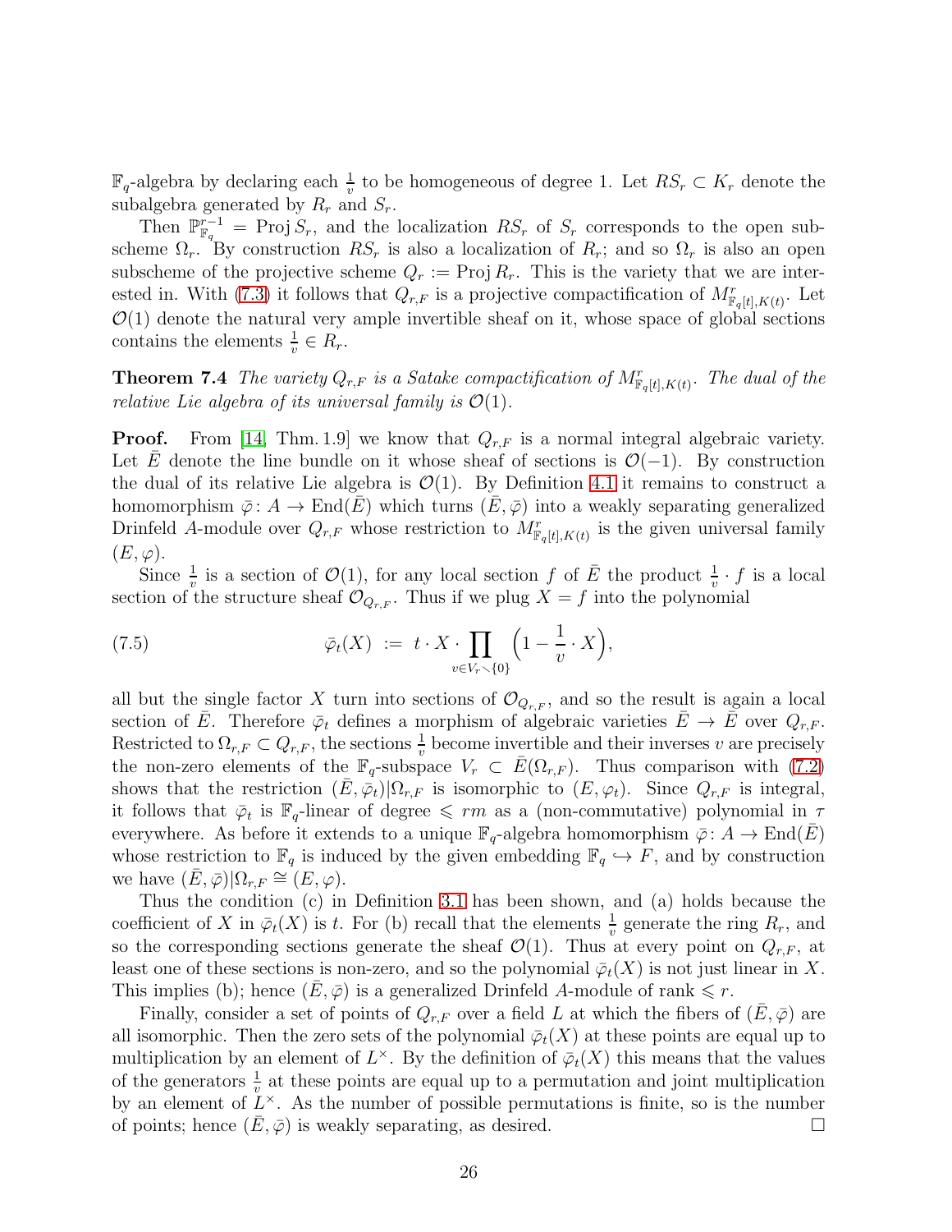$\mathbb{F}_q$-algebra by declaring each $\frac{1}{v}$ to be homogeneous of degree 1. Let $RS_r \subset K_r$ denote the subalgebra generated by $R_r$ and $S_r$.

Then $\mathbb{P}^{r-1}_{\mathbb{F}_q} = \operatorname{Proj} S_r$, and the localization $RS_r$ of $S_r$ corresponds to the open subscheme $\Omega_r$. By construction $RS_r$ is also a localization of $R_r$; and so $\Omega_r$ is also an open subscheme of the projective scheme $Q_r := \operatorname{Proj} R_r$. This is the variety that we are interested in. With (7.3) it follows that $Q_{r,F}$ is a projective compactification of $M^r_{\mathbb{F}_q[t],K(t)}$. Let $\mathcal{O}(1)$ denote the natural very ample invertible sheaf on it, whose space of global sections contains the elements $\frac{1}{v} \in R_r$.

**Theorem 7.4** *The variety $Q_{r,F}$ is a Satake compactification of $M^r_{\mathbb{F}_q[t],K(t)}$. The dual of the relative Lie algebra of its universal family is $\mathcal{O}(1)$.*

**Proof.** From [14, Thm. 1.9] we know that $Q_{r,F}$ is a normal integral algebraic variety. Let $\bar{E}$ denote the line bundle on it whose sheaf of sections is $\mathcal{O}(-1)$. By construction the dual of its relative Lie algebra is $\mathcal{O}(1)$. By Definition 4.1 it remains to construct a homomorphism $\bar{\varphi}\colon A \to \operatorname{End}(\bar{E})$ which turns $(\bar{E}, \bar{\varphi})$ into a weakly separating generalized Drinfeld $A$-module over $Q_{r,F}$ whose restriction to $M^r_{\mathbb{F}_q[t],K(t)}$ is the given universal family $(E, \varphi)$.

Since $\frac{1}{v}$ is a section of $\mathcal{O}(1)$, for any local section $f$ of $\bar{E}$ the product $\frac{1}{v} \cdot f$ is a local section of the structure sheaf $\mathcal{O}_{Q_{r,F}}$. Thus if we plug $X = f$ into the polynomial

$$\bar{\varphi}_t(X) \;:=\; t \cdot X \cdot \prod_{v \in V_r \smallsetminus \{0\}} \Big(1 - \frac{1}{v} \cdot X\Big), \tag{7.5}$$

all but the single factor $X$ turn into sections of $\mathcal{O}_{Q_{r,F}}$, and so the result is again a local section of $\bar{E}$. Therefore $\bar{\varphi}_t$ defines a morphism of algebraic varieties $\bar{E} \to \bar{E}$ over $Q_{r,F}$. Restricted to $\Omega_{r,F} \subset Q_{r,F}$, the sections $\frac{1}{v}$ become invertible and their inverses $v$ are precisely the non-zero elements of the $\mathbb{F}_q$-subspace $V_r \subset \bar{E}(\Omega_{r,F})$. Thus comparison with (7.2) shows that the restriction $(\bar{E}, \bar{\varphi}_t)|\Omega_{r,F}$ is isomorphic to $(E, \varphi_t)$. Since $Q_{r,F}$ is integral, it follows that $\bar{\varphi}_t$ is $\mathbb{F}_q$-linear of degree $\leqslant rm$ as a (non-commutative) polynomial in $\tau$ everywhere. As before it extends to a unique $\mathbb{F}_q$-algebra homomorphism $\bar{\varphi}\colon A \to \operatorname{End}(\bar{E})$ whose restriction to $\mathbb{F}_q$ is induced by the given embedding $\mathbb{F}_q \hookrightarrow F$, and by construction we have $(\bar{E}, \bar{\varphi})|\Omega_{r,F} \cong (E, \varphi)$.

Thus the condition (c) in Definition 3.1 has been shown, and (a) holds because the coefficient of $X$ in $\bar{\varphi}_t(X)$ is $t$. For (b) recall that the elements $\frac{1}{v}$ generate the ring $R_r$, and so the corresponding sections generate the sheaf $\mathcal{O}(1)$. Thus at every point on $Q_{r,F}$, at least one of these sections is non-zero, and so the polynomial $\bar{\varphi}_t(X)$ is not just linear in $X$. This implies (b); hence $(\bar{E}, \bar{\varphi})$ is a generalized Drinfeld $A$-module of rank $\leqslant r$.

Finally, consider a set of points of $Q_{r,F}$ over a field $L$ at which the fibers of $(\bar{E}, \bar{\varphi})$ are all isomorphic. Then the zero sets of the polynomial $\bar{\varphi}_t(X)$ at these points are equal up to multiplication by an element of $L^\times$. By the definition of $\bar{\varphi}_t(X)$ this means that the values of the generators $\frac{1}{v}$ at these points are equal up to a permutation and joint multiplication by an element of $L^\times$. As the number of possible permutations is finite, so is the number of points; hence $(\bar{E}, \bar{\varphi})$ is weakly separating, as desired. $\square$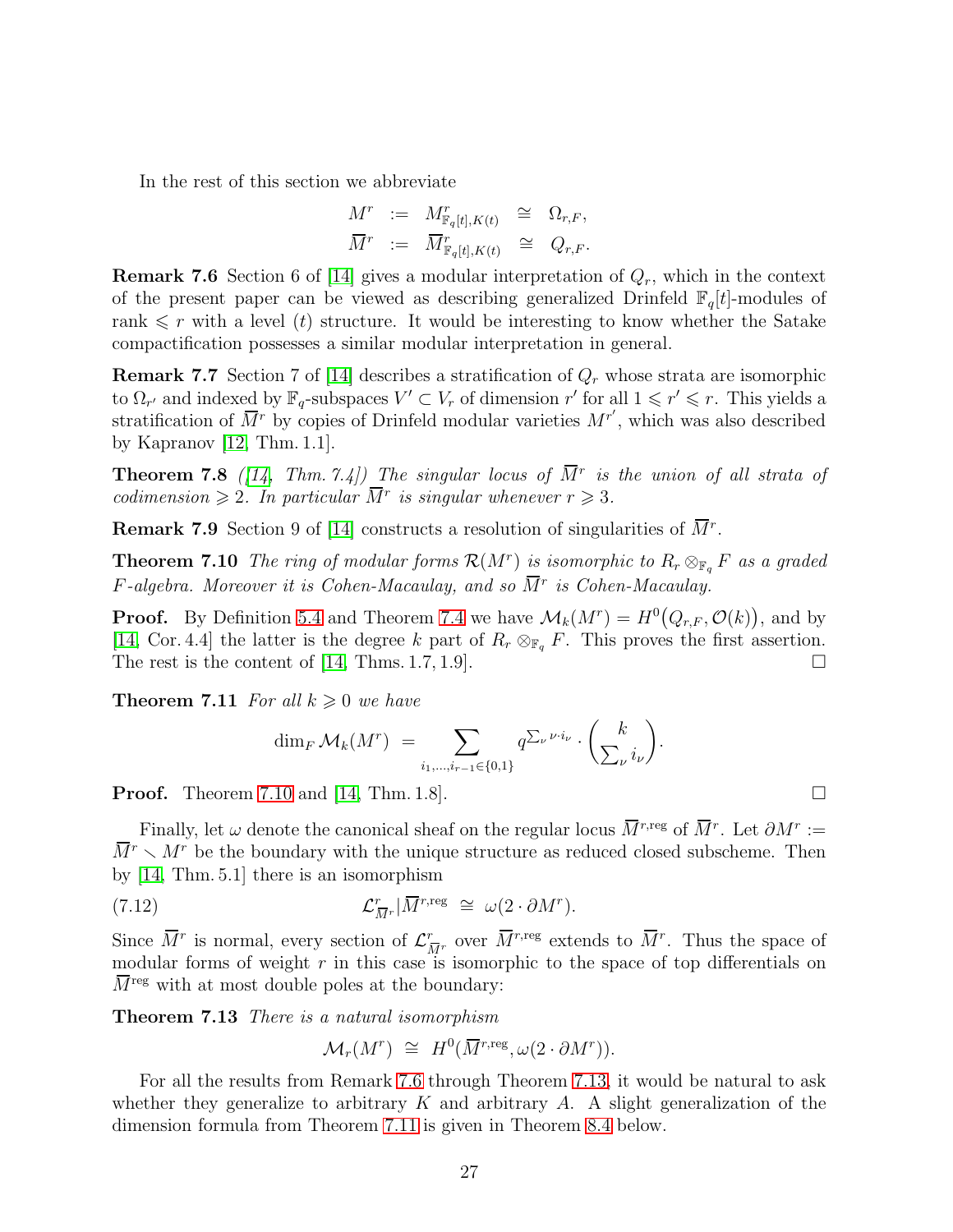In the rest of this section we abbreviate

$$
\begin{array}{rcccl}
M^r & := & M^r_{\mathbb{F}_q[t],K(t)} & \cong & \Omega_{r,F}, \\
\overline{M}^r & := & \overline{M}^r_{\mathbb{F}_q[t],K(t)} & \cong & Q_{r,F}.
\end{array}
$$

**Remark 7.6** Section 6 of [14] gives a modular interpretation of $Q_r$, which in the context of the present paper can be viewed as describing generalized Drinfeld $\mathbb{F}_q[t]$-modules of rank $\leqslant r$ with a level $(t)$ structure. It would be interesting to know whether the Satake compactification possesses a similar modular interpretation in general.

**Remark 7.7** Section 7 of [14] describes a stratification of $Q_r$ whose strata are isomorphic to $\Omega_{r'}$ and indexed by $\mathbb{F}_q$-subspaces $V' \subset V_r$ of dimension $r'$ for all $1 \leqslant r' \leqslant r$. This yields a stratification of $\overline{M}^r$ by copies of Drinfeld modular varieties $M^{r'}$, which was also described by Kapranov [12, Thm. 1.1].

**Theorem 7.8** *([14, Thm. 7.4]) The singular locus of $\overline{M}^r$ is the union of all strata of codimension $\geqslant 2$. In particular $\overline{M}^r$ is singular whenever $r \geqslant 3$.*

**Remark 7.9** Section 9 of [14] constructs a resolution of singularities of $\overline{M}^r$.

**Theorem 7.10** *The ring of modular forms $\mathcal{R}(M^r)$ is isomorphic to $R_r \otimes_{\mathbb{F}_q} F$ as a graded $F$-algebra. Moreover it is Cohen-Macaulay, and so $\overline{M}^r$ is Cohen-Macaulay.*

**Proof.** By Definition 5.4 and Theorem 7.4 we have $\mathcal{M}_k(M^r) = H^0\big(Q_{r,F}, \mathcal{O}(k)\big)$, and by [14, Cor. 4.4] the latter is the degree $k$ part of $R_r \otimes_{\mathbb{F}_q} F$. This proves the first assertion. The rest is the content of [14, Thms. 1.7, 1.9]. $\square$

**Theorem 7.11** *For all $k \geqslant 0$ we have*

$$
\dim_F \mathcal{M}_k(M^r) \;=\; \sum_{i_1,\ldots,i_{r-1}\in\{0,1\}} q^{\sum_\nu \nu \cdot i_\nu} \cdot \binom{k}{\sum_\nu i_\nu}.
$$

**Proof.** Theorem 7.10 and [14, Thm. 1.8]. $\square$

Finally, let $\omega$ denote the canonical sheaf on the regular locus $\overline{M}^{r,\mathrm{reg}}$ of $\overline{M}^r$. Let $\partial M^r := \overline{M}^r \smallsetminus M^r$ be the boundary with the unique structure as reduced closed subscheme. Then by [14, Thm. 5.1] there is an isomorphism

$$
\mathcal{L}^r_{\overline{M}^r} | \overline{M}^{r,\mathrm{reg}} \;\cong\; \omega(2 \cdot \partial M^r). \tag{7.12}
$$

Since $\overline{M}^r$ is normal, every section of $\mathcal{L}^r_{\overline{M}^r}$ over $\overline{M}^{r,\mathrm{reg}}$ extends to $\overline{M}^r$. Thus the space of modular forms of weight $r$ in this case is isomorphic to the space of top differentials on $\overline{M}^{\mathrm{reg}}$ with at most double poles at the boundary:

**Theorem 7.13** *There is a natural isomorphism*

$$
\mathcal{M}_r(M^r) \;\cong\; H^0(\overline{M}^{r,\mathrm{reg}}, \omega(2 \cdot \partial M^r)).
$$

For all the results from Remark 7.6 through Theorem 7.13, it would be natural to ask whether they generalize to arbitrary $K$ and arbitrary $A$. A slight generalization of the dimension formula from Theorem 7.11 is given in Theorem 8.4 below.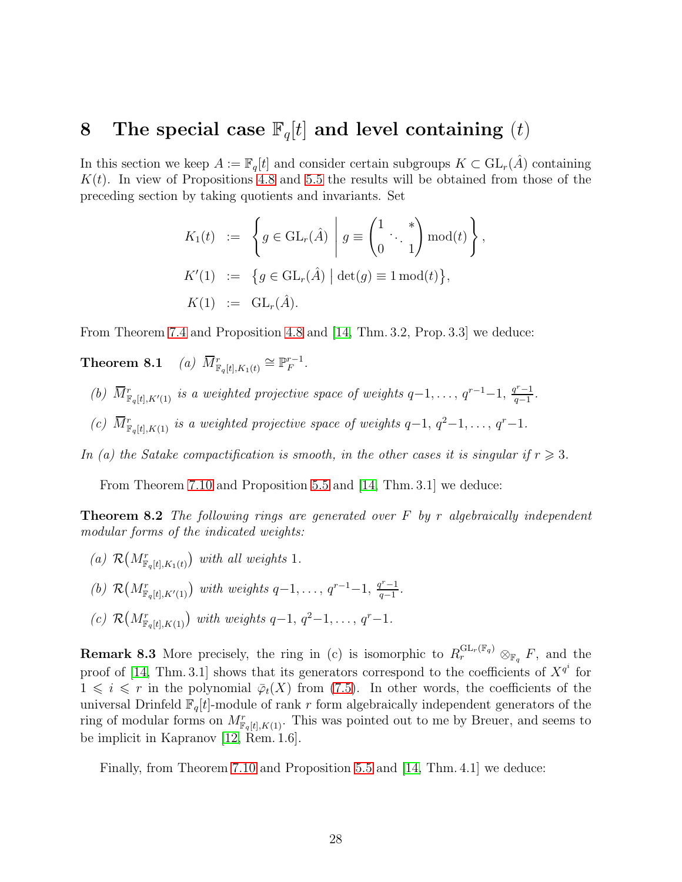# 8 The special case $\mathbb{F}_q[t]$ and level containing $(t)$

In this section we keep $A := \mathbb{F}_q[t]$ and consider certain subgroups $K \subset \mathrm{GL}_r(\hat{A})$ containing $K(t)$. In view of Propositions 4.8 and 5.5 the results will be obtained from those of the preceding section by taking quotients and invariants. Set

$$
\begin{aligned}
K_1(t) &:= \left\{ g \in \mathrm{GL}_r(\hat{A}) \;\middle|\; g \equiv \begin{pmatrix} 1 & & * \\ & \ddots & \\ 0 & & 1 \end{pmatrix} \mathrm{mod}(t) \right\}, \\
K'(1) &:= \left\{ g \in \mathrm{GL}_r(\hat{A}) \;\middle|\; \det(g) \equiv 1 \,\mathrm{mod}(t) \right\}, \\
K(1) &:= \mathrm{GL}_r(\hat{A}).
\end{aligned}
$$

From Theorem 7.4 and Proposition 4.8 and [14, Thm. 3.2, Prop. 3.3] we deduce:

**Theorem 8.1** *(a)* $\overline{M}^r_{\mathbb{F}_q[t],K_1(t)} \cong \mathbb{P}^{r-1}_F$.

*(b)* $\overline{M}^r_{\mathbb{F}_q[t],K'(1)}$ *is a weighted projective space of weights* $q-1, \ldots, q^{r-1}-1, \frac{q^r-1}{q-1}$.

*(c)* $\overline{M}^r_{\mathbb{F}_q[t],K(1)}$ *is a weighted projective space of weights* $q-1, q^2-1, \ldots, q^r-1$.

*In (a) the Satake compactification is smooth, in the other cases it is singular if* $r \geqslant 3$.

From Theorem 7.10 and Proposition 5.5 and [14, Thm. 3.1] we deduce:

**Theorem 8.2** *The following rings are generated over* $F$ *by* $r$ *algebraically independent modular forms of the indicated weights:*

*(a)* $\mathcal{R}\big(M^r_{\mathbb{F}_q[t],K_1(t)}\big)$ *with all weights* 1.

*(b)* $\mathcal{R}\big(M^r_{\mathbb{F}_q[t],K'(1)}\big)$ *with weights* $q-1, \ldots, q^{r-1}-1, \frac{q^r-1}{q-1}$.

*(c)* $\mathcal{R}\big(M^r_{\mathbb{F}_q[t],K(1)}\big)$ *with weights* $q-1, q^2-1, \ldots, q^r-1$.

**Remark 8.3** More precisely, the ring in (c) is isomorphic to $R_r^{\mathrm{GL}_r(\mathbb{F}_q)} \otimes_{\mathbb{F}_q} F$, and the proof of [14, Thm. 3.1] shows that its generators correspond to the coefficients of $X^{q^i}$ for $1 \leqslant i \leqslant r$ in the polynomial $\bar{\varphi}_t(X)$ from (7.5). In other words, the coefficients of the universal Drinfeld $\mathbb{F}_q[t]$-module of rank $r$ form algebraically independent generators of the ring of modular forms on $M^r_{\mathbb{F}_q[t],K(1)}$. This was pointed out to me by Breuer, and seems to be implicit in Kapranov [12, Rem. 1.6].

Finally, from Theorem 7.10 and Proposition 5.5 and [14, Thm. 4.1] we deduce: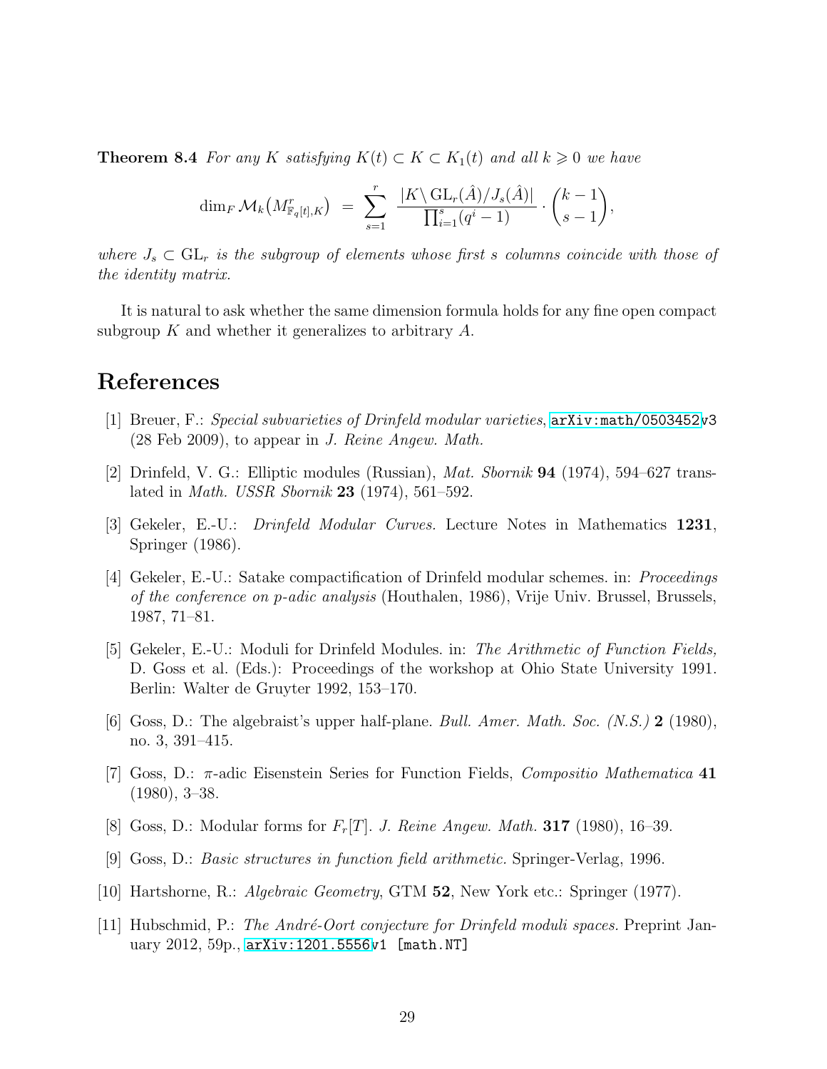**Theorem 8.4** *For any $K$ satisfying $K(t) \subset K \subset K_1(t)$ and all $k \geqslant 0$ we have*

$$\dim_F \mathcal{M}_k\big(M^r_{\mathbb{F}_q[t],K}\big) \;=\; \sum_{s=1}^{r} \; \frac{|K\backslash \mathrm{GL}_r(\hat{A})/J_s(\hat{A})|}{\prod_{i=1}^{s}(q^i-1)} \cdot \binom{k-1}{s-1},$$

*where $J_s \subset \mathrm{GL}_r$ is the subgroup of elements whose first $s$ columns coincide with those of the identity matrix.*

It is natural to ask whether the same dimension formula holds for any fine open compact subgroup $K$ and whether it generalizes to arbitrary $A$.

## References

[1] Breuer, F.: *Special subvarieties of Drinfeld modular varieties*, arXiv:math/0503452v3 (28 Feb 2009), to appear in *J. Reine Angew. Math.*

[2] Drinfeld, V. G.: Elliptic modules (Russian), *Mat. Sbornik* **94** (1974), 594–627 translated in *Math. USSR Sbornik* **23** (1974), 561–592.

[3] Gekeler, E.-U.: *Drinfeld Modular Curves.* Lecture Notes in Mathematics **1231**, Springer (1986).

[4] Gekeler, E.-U.: Satake compactification of Drinfeld modular schemes. in: *Proceedings of the conference on p-adic analysis* (Houthalen, 1986), Vrije Univ. Brussel, Brussels, 1987, 71–81.

[5] Gekeler, E.-U.: Moduli for Drinfeld Modules. in: *The Arithmetic of Function Fields,* D. Goss et al. (Eds.): Proceedings of the workshop at Ohio State University 1991. Berlin: Walter de Gruyter 1992, 153–170.

[6] Goss, D.: The algebraist's upper half-plane. *Bull. Amer. Math. Soc. (N.S.)* **2** (1980), no. 3, 391–415.

[7] Goss, D.: $\pi$-adic Eisenstein Series for Function Fields, *Compositio Mathematica* **41** (1980), 3–38.

[8] Goss, D.: Modular forms for $F_r[T]$. *J. Reine Angew. Math.* **317** (1980), 16–39.

[9] Goss, D.: *Basic structures in function field arithmetic.* Springer-Verlag, 1996.

[10] Hartshorne, R.: *Algebraic Geometry*, GTM **52**, New York etc.: Springer (1977).

[11] Hubschmid, P.: *The André-Oort conjecture for Drinfeld moduli spaces.* Preprint January 2012, 59p., arXiv:1201.5556v1 [math.NT]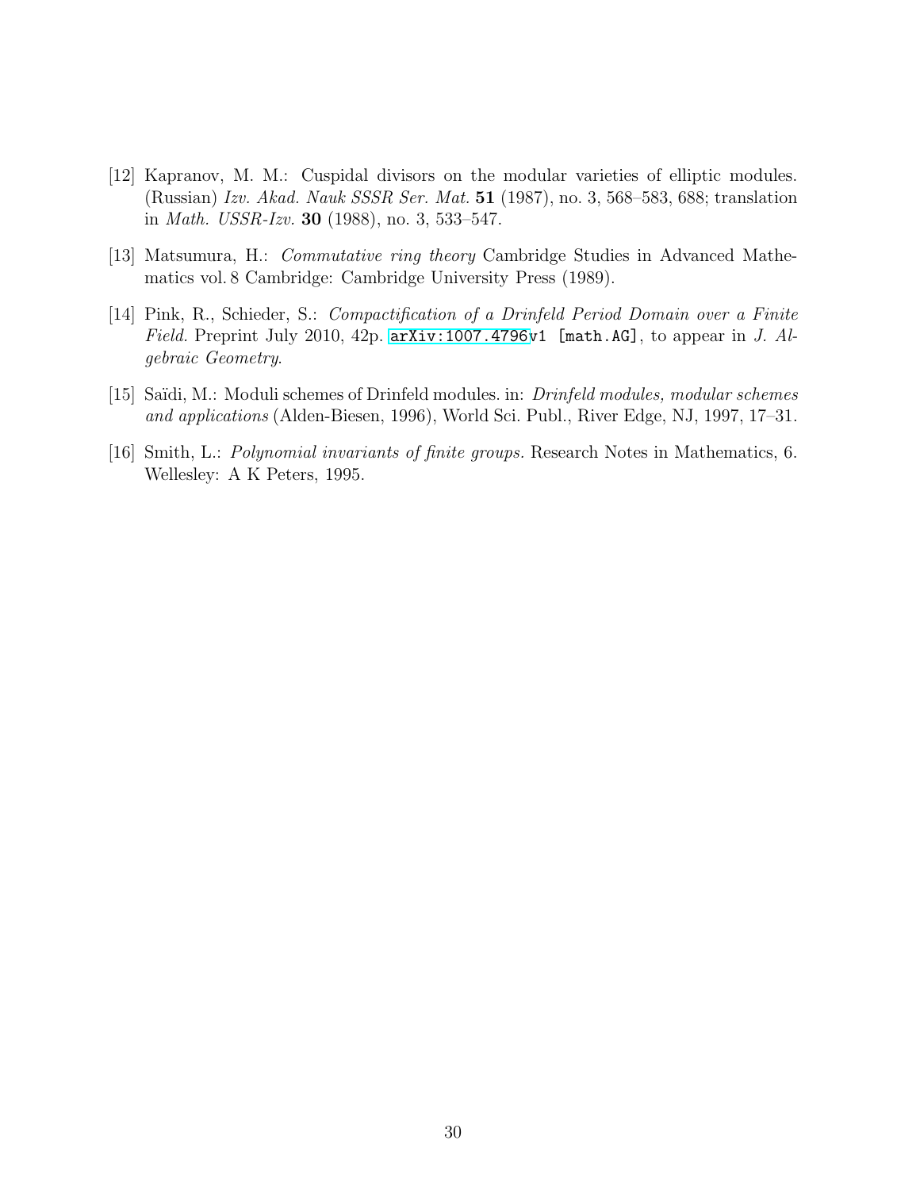[12] Kapranov, M. M.: Cuspidal divisors on the modular varieties of elliptic modules. (Russian) *Izv. Akad. Nauk SSSR Ser. Mat.* **51** (1987), no. 3, 568–583, 688; translation in *Math. USSR-Izv.* **30** (1988), no. 3, 533–547.

[13] Matsumura, H.: *Commutative ring theory* Cambridge Studies in Advanced Mathematics vol. 8 Cambridge: Cambridge University Press (1989).

[14] Pink, R., Schieder, S.: *Compactification of a Drinfeld Period Domain over a Finite Field.* Preprint July 2010, 42p. arXiv:1007.4796v1 [math.AG], to appear in *J. Algebraic Geometry*.

[15] Saïdi, M.: Moduli schemes of Drinfeld modules. in: *Drinfeld modules, modular schemes and applications* (Alden-Biesen, 1996), World Sci. Publ., River Edge, NJ, 1997, 17–31.

[16] Smith, L.: *Polynomial invariants of finite groups.* Research Notes in Mathematics, 6. Wellesley: A K Peters, 1995.